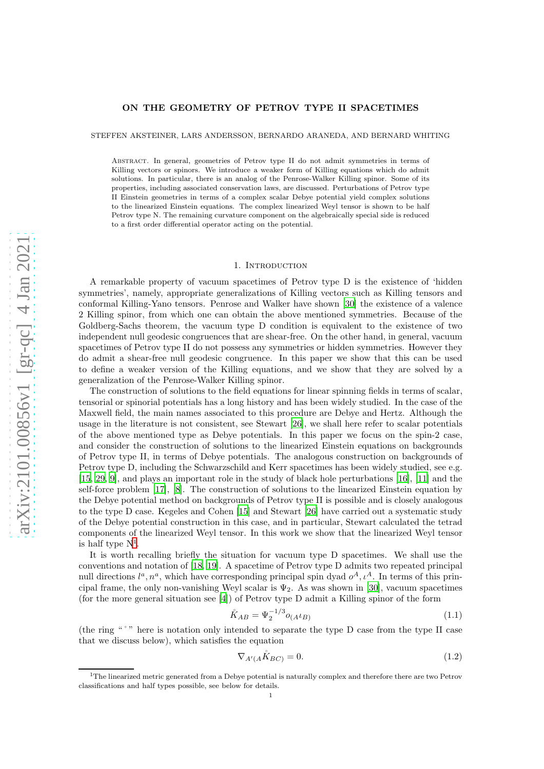# ON THE GEOMETRY OF PETROV TYPE II SPACETIMES

STEFFEN AKSTEINER, LARS ANDERSSON, BERNARDO ARANEDA, AND BERNARD WHITING

Abstract. In general, geometries of Petrov type II do not admit symmetries in terms of Killing vectors or spinors. We introduce a weaker form of Killing equations which do admit solutions. In particular, there is an analog of the Penrose-Walker Killing spinor. Some of its properties, including associated conservation laws, are discussed. Perturbations of Petrov type II Einstein geometries in terms of a complex scalar Debye potential yield complex solutions to the linearized Einstein equations. The complex linearized Weyl tensor is shown to be half Petrov type N. The remaining curvature component on the algebraically special side is reduced to a first order differential operator acting on the potential.

## 1. Introduction

A remarkable property of vacuum spacetimes of Petrov type D is the existence of 'hidden symmetries', namely, appropriate generalizations of Killing vectors such as Killing tensors and conformal Killing-Yano tensors. Penrose and Walker have shown [30] the existence of a valence 2 Killing spinor, from which one can obtain the above mentioned symmetries. Because of the Goldberg-Sachs theorem, the vacuum type D condition is equivalent to the existence of two independent null geodesic congruences that are shear-free. On the other hand, in general, vacuum spacetimes of Petrov type II do not possess any symmetries or hidden symmetries. However they do admit a shear-free null geodesic congruence. In this paper we show that this can be used to define a weaker version of the Killing equations, and we show that they are solved by a generalization of the Penrose-Walker Killing spinor.

The construction of solutions to the field equations for linear spinning fields in terms of scalar, tensorial or spinorial potentials has a long history and has been widely studied. In the case of the Maxwell field, the main names associated to this procedure are Debye and Hertz. Although the usage in the literature is not consistent, see Stewart [26], we shall here refer to scalar potentials of the above mentioned type as Debye potentials. In this paper we focus on the spin-2 case, and consider the construction of solutions to the linearized Einstein equations on backgrounds of Petrov type II, in terms of Debye potentials. The analogous construction on backgrounds of Petrov type D, including the Schwarzschild and Kerr spacetimes has been widely studied, see e.g. [15, 29, 9], and plays an important role in the study of black hole perturbations [16], [11] and the self-force problem [17], [8]. The construction of solutions to the linearized Einstein equation by the Debye potential method on backgrounds of Petrov type II is possible and is closely analogous to the type D case. Kegeles and Cohen [15] and Stewart [26] have carried out a systematic study of the Debye potential construction in this case, and in particular, Stewart calculated the tetrad components of the linearized Weyl tensor. In this work we show that the linearized Weyl tensor is half type N[1].

It is worth recalling briefly the situation for vacuum type D spacetimes. We shall use the conventions and notation of [18, 19]. A spacetime of Petrov type D admits two repeated principal null directions $l^a, n^a$, which have corresponding principal spin dyad $o^A, \iota^A$. In terms of this principal frame, the only non-vanishing Weyl scalar is $\Psi_2$. As was shown in [30], vacuum spacetimes (for the more general situation see [4]) of Petrov type D admit a Killing spinor of the form

$$\mathring{K}_{AB} = \Psi_2^{-1/3} o_{(A}\iota_{B)} \tag{1.1}$$

(the ring " $^\circ$ " here is notation only intended to separate the type D case from the type II case that we discuss below), which satisfies the equation

$$\nabla_{A'(A}\mathring{K}_{BC)} = 0. \tag{1.2}$$

[1] The linearized metric generated from a Debye potential is naturally complex and therefore there are two Petrov classifications and half types possible, see below for details.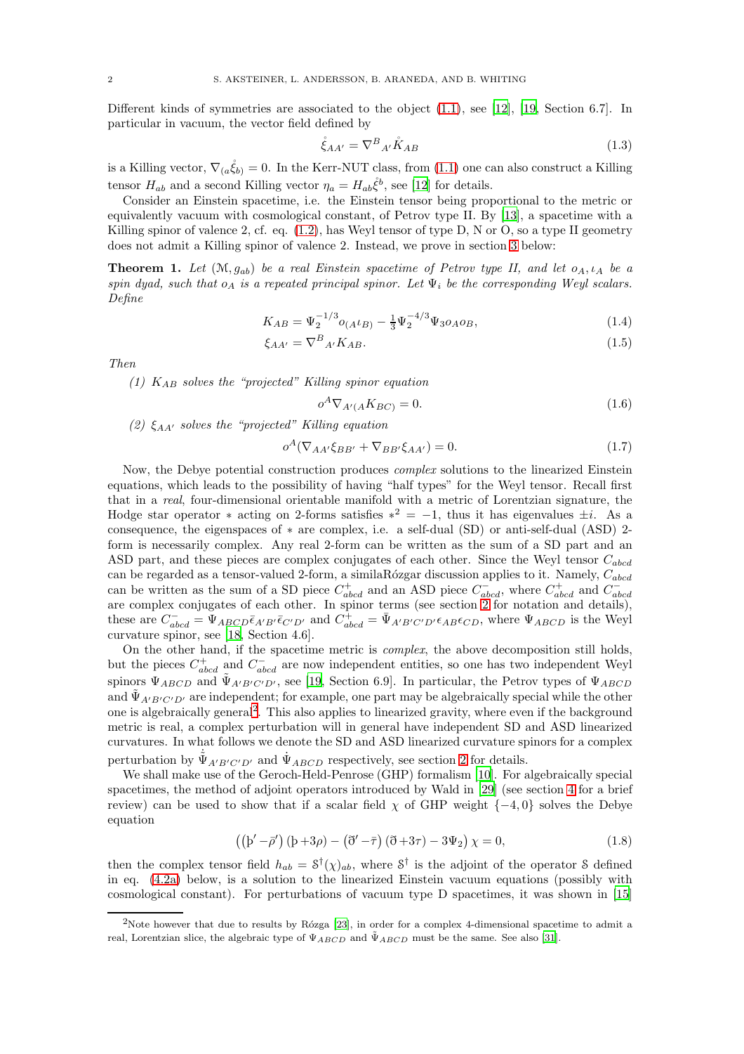Different kinds of symmetries are associated to the object (1.1), see [12], [19, Section 6.7]. In particular in vacuum, the vector field defined by

$$\mathring{\xi}_{AA'} = \nabla^{B}{}_{A'}\mathring{K}_{AB} \tag{1.3}$$

is a Killing vector, $\nabla_{(a}\mathring{\xi}_{b)} = 0$. In the Kerr-NUT class, from (1.1) one can also construct a Killing tensor $H_{ab}$ and a second Killing vector $\eta_a = H_{ab}\mathring{\xi}^b$, see [12] for details.

Consider an Einstein spacetime, i.e. the Einstein tensor being proportional to the metric or equivalently vacuum with cosmological constant, of Petrov type II. By [13], a spacetime with a Killing spinor of valence 2, cf. eq. (1.2), has Weyl tensor of type D, N or O, so a type II geometry does not admit a Killing spinor of valence 2. Instead, we prove in section 3 below:

**Theorem 1.** *Let $(\mathcal{M}, g_{ab})$ be a real Einstein spacetime of Petrov type II, and let $o_A, \iota_A$ be a spin dyad, such that $o_A$ is a repeated principal spinor. Let $\Psi_i$ be the corresponding Weyl scalars. Define*

$$K_{AB} = \Psi_2^{-1/3} o_{(A}\iota_{B)} - \tfrac{1}{3}\Psi_2^{-4/3}\Psi_3 o_A o_B, \tag{1.4}$$

$$\xi_{AA'} = \nabla^{B}{}_{A'}K_{AB}. \tag{1.5}$$

*Then*

*(1) $K_{AB}$ solves the "projected" Killing spinor equation*

$$o^A \nabla_{A'(A}K_{BC)} = 0. \tag{1.6}$$

*(2) $\xi_{AA'}$ solves the "projected" Killing equation*

$$o^A(\nabla_{AA'}\xi_{BB'} + \nabla_{BB'}\xi_{AA'}) = 0. \tag{1.7}$$

Now, the Debye potential construction produces *complex* solutions to the linearized Einstein equations, which leads to the possibility of having "half types" for the Weyl tensor. Recall first that in a *real*, four-dimensional orientable manifold with a metric of Lorentzian signature, the Hodge star operator $*$ acting on 2-forms satisfies $*^2 = -1$, thus it has eigenvalues $\pm i$. As a consequence, the eigenspaces of $*$ are complex, i.e. a self-dual (SD) or anti-self-dual (ASD) 2-form is necessarily complex. Any real 2-form can be written as the sum of a SD part and an ASD part, and these pieces are complex conjugates of each other. Since the Weyl tensor $C_{abcd}$ can be regarded as a tensor-valued 2-form, a similaRózgar discussion applies to it. Namely, $C_{abcd}$ can be written as the sum of a SD piece $C^+_{abcd}$ and an ASD piece $C^-_{abcd}$, where $C^+_{abcd}$ and $C^-_{abcd}$ are complex conjugates of each other. In spinor terms (see section 2 for notation and details), these are $C^-_{abcd} = \Psi_{ABCD}\bar{\epsilon}_{A'B'}\bar{\epsilon}_{C'D'}$ and $C^+_{abcd} = \bar{\Psi}_{A'B'C'D'}\epsilon_{AB}\epsilon_{CD}$, where $\Psi_{ABCD}$ is the Weyl curvature spinor, see [18, Section 4.6].

On the other hand, if the spacetime metric is *complex*, the above decomposition still holds, but the pieces $C^+_{abcd}$ and $C^-_{abcd}$ are now independent entities, so one has two independent Weyl spinors $\Psi_{ABCD}$ and $\tilde{\Psi}_{A'B'C'D'}$, see [19, Section 6.9]. In particular, the Petrov types of $\Psi_{ABCD}$ and $\tilde{\Psi}_{A'B'C'D'}$ are independent; for example, one part may be algebraically special while the other one is algebraically general[2]. This also applies to linearized gravity, where even if the background metric is real, a complex perturbation will in general have independent SD and ASD linearized curvatures. In what follows we denote the SD and ASD linearized curvature spinors for a complex perturbation by $\dot{\tilde{\Psi}}_{A'B'C'D'}$ and $\dot{\Psi}_{ABCD}$ respectively, see section 2 for details.

We shall make use of the Geroch-Held-Penrose (GHP) formalism [10]. For algebraically special spacetimes, the method of adjoint operators introduced by Wald in [29] (see section 4 for a brief review) can be used to show that if a scalar field $\chi$ of GHP weight $\{-4, 0\}$ solves the Debye equation

$$\left((\text{þ}' - \bar{\rho}')(\text{þ} + 3\rho) - (\eth' - \bar{\tau})(\eth + 3\tau) - 3\Psi_2\right)\chi = 0, \tag{1.8}$$

then the complex tensor field $h_{ab} = \mathcal{S}^\dagger(\chi)_{ab}$, where $\mathcal{S}^\dagger$ is the adjoint of the operator $\mathcal{S}$ defined in eq. (4.2a) below, is a solution to the linearized Einstein vacuum equations (possibly with cosmological constant). For perturbations of vacuum type D spacetimes, it was shown in [15]

[2] Note however that due to results by Rózga [23], in order for a complex 4-dimensional spacetime to admit a real, Lorentzian slice, the algebraic type of $\Psi_{ABCD}$ and $\tilde{\Psi}_{ABCD}$ must be the same. See also [31].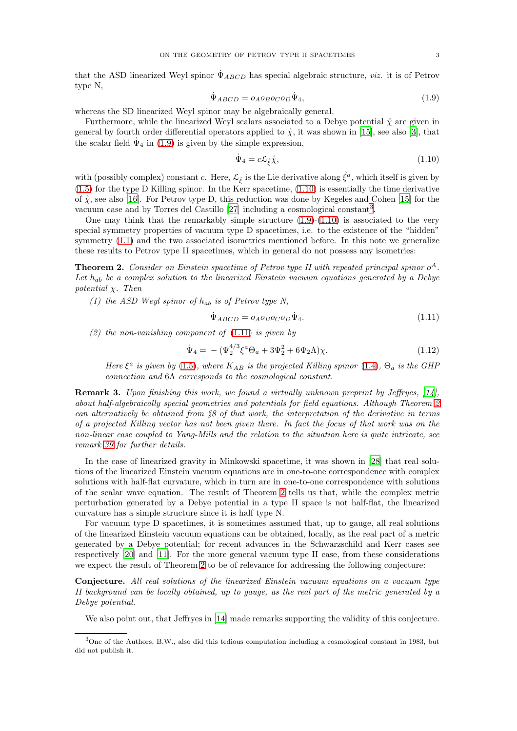that the ASD linearized Weyl spinor $\dot{\Psi}_{ABCD}$ has special algebraic structure, *viz.* it is of Petrov type N,

$$\dot{\Psi}_{ABCD} = o_A o_B o_C o_D \dot{\Psi}_4, \tag{1.9}$$

whereas the SD linearized Weyl spinor may be algebraically general.

Furthermore, while the linearized Weyl scalars associated to a Debye potential $\mathring{\chi}$ are given in general by fourth order differential operators applied to $\mathring{\chi}$, it was shown in [15], see also [3], that the scalar field $\dot{\Psi}_4$ in (1.9) is given by the simple expression,

$$\dot{\Psi}_4 = c\mathcal{L}_{\mathring{\xi}}\mathring{\chi}, \tag{1.10}$$

with (possibly complex) constant $c$. Here, $\mathcal{L}_{\mathring{\xi}}$ is the Lie derivative along $\mathring{\xi}^a$, which itself is given by (1.5) for the type D Killing spinor. In the Kerr spacetime, (1.10) is essentially the time derivative of $\mathring{\chi}$, see also [16]. For Petrov type D, this reduction was done by Kegeles and Cohen [15] for the vacuum case and by Torres del Castillo [27] including a cosmological constant[3].

One may think that the remarkably simple structure (1.9)-(1.10) is associated to the very special symmetry properties of vacuum type D spacetimes, i.e. to the existence of the "hidden" symmetry (1.1) and the two associated isometries mentioned before. In this note we generalize these results to Petrov type II spacetimes, which in general do not possess any isometries:

**Theorem 2.** *Consider an Einstein spacetime of Petrov type II with repeated principal spinor $o^A$. Let $h_{ab}$ be a complex solution to the linearized Einstein vacuum equations generated by a Debye potential $\chi$. Then*

*(1) the ASD Weyl spinor of $h_{ab}$ is of Petrov type N,*

$$\dot{\Psi}_{ABCD} = o_A o_B o_C o_D \dot{\Psi}_4. \tag{1.11}$$

*(2) the non-vanishing component of (1.11) is given by*

$$\dot{\Psi}_4 = -(\Psi_2^{4/3}\xi^a\Theta_a + 3\Psi_2^2 + 6\Psi_2\Lambda)\chi. \tag{1.12}$$

*Here $\xi^a$ is given by (1.5), where $K_{AB}$ is the projected Killing spinor (1.4), $\Theta_a$ is the GHP connection and $6\Lambda$ corresponds to the cosmological constant.*

**Remark 3.** *Upon finishing this work, we found a virtually unknown preprint by Jeffryes, [14], about half-algebraically special geometries and potentials for field equations. Although Theorem 2 can alternatively be obtained from §8 of that work, the interpretation of the derivative in terms of a projected Killing vector has not been given there. In fact the focus of that work was on the non-linear case coupled to Yang-Mills and the relation to the situation here is quite intricate, see remark 39 for further details.*

In the case of linearized gravity in Minkowski spacetime, it was shown in [28] that real solutions of the linearized Einstein vacuum equations are in one-to-one correspondence with complex solutions with half-flat curvature, which in turn are in one-to-one correspondence with solutions of the scalar wave equation. The result of Theorem 2 tells us that, while the complex metric perturbation generated by a Debye potential in a type II space is not half-flat, the linearized curvature has a simple structure since it is half type N.

For vacuum type D spacetimes, it is sometimes assumed that, up to gauge, all real solutions of the linearized Einstein vacuum equations can be obtained, locally, as the real part of a metric generated by a Debye potential; for recent advances in the Schwarzschild and Kerr cases see respectively [20] and [11]. For the more general vacuum type II case, from these considerations we expect the result of Theorem 2 to be of relevance for addressing the following conjecture:

**Conjecture.** *All real solutions of the linearized Einstein vacuum equations on a vacuum type II background can be locally obtained, up to gauge, as the real part of the metric generated by a Debye potential.*

We also point out, that Jeffryes in [14] made remarks supporting the validity of this conjecture.

[3] One of the Authors, B.W., also did this tedious computation including a cosmological constant in 1983, but did not publish it.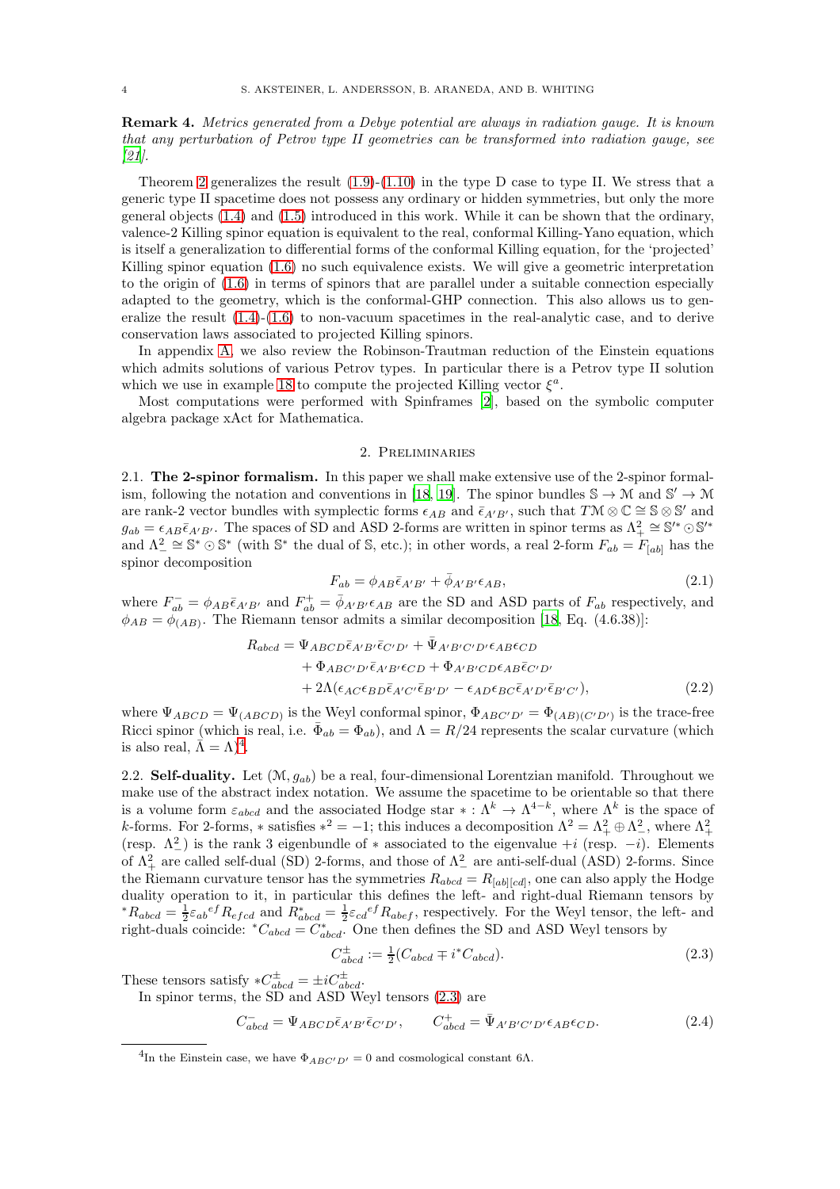**Remark 4.** *Metrics generated from a Debye potential are always in radiation gauge. It is known that any perturbation of Petrov type II geometries can be transformed into radiation gauge, see [21].*

Theorem 2 generalizes the result (1.9)-(1.10) in the type D case to type II. We stress that a generic type II spacetime does not possess any ordinary or hidden symmetries, but only the more general objects (1.4) and (1.5) introduced in this work. While it can be shown that the ordinary, valence-2 Killing spinor equation is equivalent to the real, conformal Killing-Yano equation, which is itself a generalization to differential forms of the conformal Killing equation, for the 'projected' Killing spinor equation (1.6) no such equivalence exists. We will give a geometric interpretation to the origin of (1.6) in terms of spinors that are parallel under a suitable connection especially adapted to the geometry, which is the conformal-GHP connection. This also allows us to generalize the result (1.4)-(1.6) to non-vacuum spacetimes in the real-analytic case, and to derive conservation laws associated to projected Killing spinors.

In appendix A, we also review the Robinson-Trautman reduction of the Einstein equations which admits solutions of various Petrov types. In particular there is a Petrov type II solution which we use in example 18 to compute the projected Killing vector $\xi^a$.

Most computations were performed with Spinframes [2], based on the symbolic computer algebra package xAct for Mathematica.

## 2. Preliminaries

**2.1. The 2-spinor formalism.** In this paper we shall make extensive use of the 2-spinor formalism, following the notation and conventions in [18, 19]. The spinor bundles $\mathbb{S} \to \mathcal{M}$ and $\mathbb{S}' \to \mathcal{M}$ are rank-2 vector bundles with symplectic forms $\epsilon_{AB}$ and $\bar{\epsilon}_{A'B'}$, such that $T\mathcal{M} \otimes \mathbb{C} \cong \mathbb{S} \otimes \mathbb{S}'$ and $g_{ab} = \epsilon_{AB}\bar{\epsilon}_{A'B'}$. The spaces of SD and ASD 2-forms are written in spinor terms as $\Lambda^2_+ \cong \mathbb{S}'^* \odot \mathbb{S}'^*$ and $\Lambda^2_- \cong \mathbb{S}^* \odot \mathbb{S}^*$ (with $\mathbb{S}^*$ the dual of $\mathbb{S}$, etc.); in other words, a real 2-form $F_{ab} = F_{[ab]}$ has the spinor decomposition

$$F_{ab} = \phi_{AB}\bar{\epsilon}_{A'B'} + \bar{\phi}_{A'B'}\epsilon_{AB}, \tag{2.1}$$

where $F^-_{ab} = \phi_{AB}\bar{\epsilon}_{A'B'}$ and $F^+_{ab} = \bar{\phi}_{A'B'}\epsilon_{AB}$ are the SD and ASD parts of $F_{ab}$ respectively, and $\phi_{AB} = \phi_{(AB)}$. The Riemann tensor admits a similar decomposition [18, Eq. (4.6.38)]:

$$\begin{aligned}
R_{abcd} &= \Psi_{ABCD}\bar{\epsilon}_{A'B'}\bar{\epsilon}_{C'D'} + \bar{\Psi}_{A'B'C'D'}\epsilon_{AB}\epsilon_{CD} \\
&\quad + \Phi_{ABC'D'}\bar{\epsilon}_{A'B'}\epsilon_{CD} + \Phi_{A'B'CD}\epsilon_{AB}\bar{\epsilon}_{C'D'} \\
&\quad + 2\Lambda(\epsilon_{AC}\epsilon_{BD}\bar{\epsilon}_{A'C'}\bar{\epsilon}_{B'D'} - \epsilon_{AD}\epsilon_{BC}\bar{\epsilon}_{A'D'}\bar{\epsilon}_{B'C'}),
\end{aligned} \tag{2.2}$$

where $\Psi_{ABCD} = \Psi_{(ABCD)}$ is the Weyl conformal spinor, $\Phi_{ABC'D'} = \Phi_{(AB)(C'D')}$ is the trace-free Ricci spinor (which is real, i.e. $\bar{\Phi}_{ab} = \Phi_{ab}$), and $\Lambda = R/24$ represents the scalar curvature (which is also real, $\bar{\Lambda} = \Lambda$)[4].

**2.2. Self-duality.** Let $(\mathcal{M}, g_{ab})$ be a real, four-dimensional Lorentzian manifold. Throughout we make use of the abstract index notation. We assume the spacetime to be orientable so that there is a volume form $\varepsilon_{abcd}$ and the associated Hodge star $* : \Lambda^k \to \Lambda^{4-k}$, where $\Lambda^k$ is the space of $k$-forms. For 2-forms, $*$ satisfies $*^2 = -1$; this induces a decomposition $\Lambda^2 = \Lambda^2_+ \oplus \Lambda^2_-$, where $\Lambda^2_+$ (resp. $\Lambda^2_-$) is the rank 3 eigenbundle of $*$ associated to the eigenvalue $+i$ (resp. $-i$). Elements of $\Lambda^2_+$ are called self-dual (SD) 2-forms, and those of $\Lambda^2_-$ are anti-self-dual (ASD) 2-forms. Since the Riemann curvature tensor has the symmetries $R_{abcd} = R_{[ab][cd]}$, one can also apply the Hodge duality operation to it, in particular this defines the left- and right-dual Riemann tensors by ${}^*R_{abcd} = \frac{1}{2}\varepsilon_{ab}{}^{ef}R_{efcd}$ and $R^*_{abcd} = \frac{1}{2}\varepsilon_{cd}{}^{ef}R_{abef}$, respectively. For the Weyl tensor, the left- and right-duals coincide: ${}^*C_{abcd} = C^*_{abcd}$. One then defines the SD and ASD Weyl tensors by

$$C^\pm_{abcd} := \tfrac{1}{2}(C_{abcd} \mp i\,{}^*C_{abcd}). \tag{2.3}$$

These tensors satisfy $*C^\pm_{abcd} = \pm i C^\pm_{abcd}$.

In spinor terms, the SD and ASD Weyl tensors (2.3) are

$$C^-_{abcd} = \Psi_{ABCD}\bar{\epsilon}_{A'B'}\bar{\epsilon}_{C'D'}, \qquad C^+_{abcd} = \bar{\Psi}_{A'B'C'D'}\epsilon_{AB}\epsilon_{CD}. \tag{2.4}$$

---

[4] In the Einstein case, we have $\Phi_{ABC'D'} = 0$ and cosmological constant $6\Lambda$.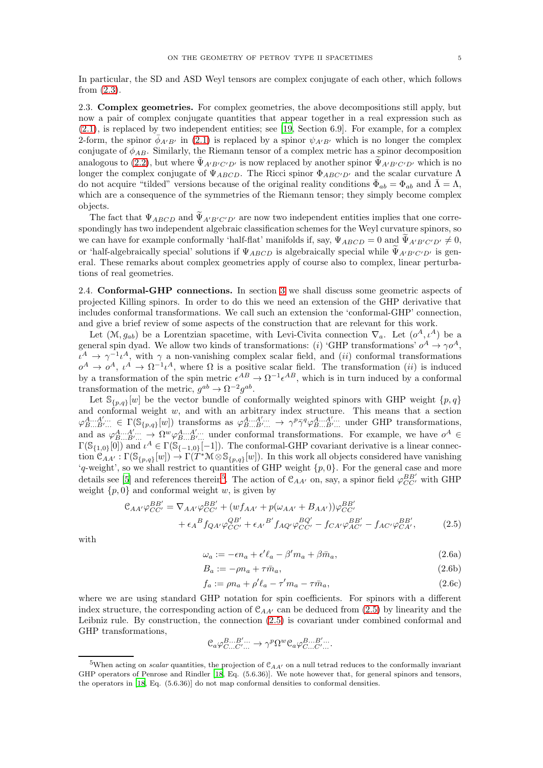In particular, the SD and ASD Weyl tensors are complex conjugate of each other, which follows from (2.3).

### 2.3. Complex geometries.

For complex geometries, the above decompositions still apply, but now a pair of complex conjugate quantities that appear together in a real expression such as (2.1), is replaced by two independent entities; see [19, Section 6.9]. For example, for a complex 2-form, the spinor $\bar{\phi}_{A'B'}$ in (2.1) is replaced by a spinor $\psi_{A'B'}$ which is no longer the complex conjugate of $\phi_{AB}$. Similarly, the Riemann tensor of a complex metric has a spinor decomposition analogous to (2.2), but where $\bar{\Psi}_{A'B'C'D'}$ is now replaced by another spinor $\widetilde{\Psi}_{A'B'C'D'}$ which is no longer the complex conjugate of $\Psi_{ABCD}$. The Ricci spinor $\Phi_{ABC'D'}$ and the scalar curvature $\Lambda$ do not acquire "tilded" versions because of the original reality conditions $\bar{\Phi}_{ab} = \Phi_{ab}$ and $\bar{\Lambda} = \Lambda$, which are a consequence of the symmetries of the Riemann tensor; they simply become complex objects.

The fact that $\Psi_{ABCD}$ and $\widetilde{\Psi}_{A'B'C'D'}$ are now two independent entities implies that one correspondingly has two independent algebraic classification schemes for the Weyl curvature spinors, so we can have for example conformally 'half-flat' manifolds if, say, $\Psi_{ABCD} = 0$ and $\widetilde{\Psi}_{A'B'C'D'} \neq 0$, or 'half-algebraically special' solutions if $\Psi_{ABCD}$ is algebraically special while $\widetilde{\Psi}_{A'B'C'D'}$ is general. These remarks about complex geometries apply of course also to complex, linear perturbations of real geometries.

### 2.4. Conformal-GHP connections.

In section 3 we shall discuss some geometric aspects of projected Killing spinors. In order to do this we need an extension of the GHP derivative that includes conformal transformations. We call such an extension the 'conformal-GHP' connection, and give a brief review of some aspects of the construction that are relevant for this work.

Let $(\mathcal{M}, g_{ab})$ be a Lorentzian spacetime, with Levi-Civita connection $\nabla_a$. Let $(o^A, \iota^A)$ be a general spin dyad. We allow two kinds of transformations: $(i)$ 'GHP transformations' $o^A \to \gamma o^A$, $\iota^A \to \gamma^{-1}\iota^A$, with $\gamma$ a non-vanishing complex scalar field, and $(ii)$ conformal transformations $o^A \to o^A$, $\iota^A \to \Omega^{-1}\iota^A$, where $\Omega$ is a positive scalar field. The transformation $(ii)$ is induced by a transformation of the spin metric $\epsilon^{AB} \to \Omega^{-1}\epsilon^{AB}$, which is in turn induced by a conformal transformation of the metric, $g^{ab} \to \Omega^{-2}g^{ab}$.

Let $\mathbb{S}_{\{p,q\}}[w]$ be the vector bundle of conformally weighted spinors with GHP weight $\{p, q\}$ and conformal weight $w$, and with an arbitrary index structure. This means that a section $\varphi^{A...A'...}_{B...B'...} \in \Gamma(\mathbb{S}_{\{p,q\}}[w])$ transforms as $\varphi^{A...A'...}_{B...B'...} \to \gamma^p\bar{\gamma}^q\varphi^{A...A'...}_{B...B'...}$ under GHP transformations, and as $\varphi^{A...A'...}_{B...B'...} \to \Omega^w\varphi^{A...A'...}_{B...B'...}$ under conformal transformations. For example, we have $o^A \in \Gamma(\mathbb{S}_{\{1,0\}}[0])$ and $\iota^A \in \Gamma(\mathbb{S}_{\{-1,0\}}[-1])$. The conformal-GHP covariant derivative is a linear connection $\mathcal{C}_{AA'} : \Gamma(\mathbb{S}_{\{p,q\}}[w]) \to \Gamma(T^*\mathcal{M}\otimes\mathbb{S}_{\{p,q\}}[w])$. In this work all objects considered have vanishing '$q$-weight', so we shall restrict to quantities of GHP weight $\{p, 0\}$. For the general case and more details see [5] and references therein[5]. The action of $\mathcal{C}_{AA'}$ on, say, a spinor field $\varphi^{BB'}_{CC'}$ with GHP weight $\{p, 0\}$ and conformal weight $w$, is given by

$$
\begin{aligned}
\mathcal{C}_{AA'}\varphi^{BB'}_{CC'} = {} & \nabla_{AA'}\varphi^{BB'}_{CC'} + (wf_{AA'} + p(\omega_{AA'} + B_{AA'}))\varphi^{BB'}_{CC'} \\
& + \epsilon_A{}^B f_{QA'}\varphi^{QB'}_{CC'} + \epsilon_{A'}{}^{B'} f_{AQ'}\varphi^{BQ'}_{CC'} - f_{CA'}\varphi^{BB'}_{AC'} - f_{AC'}\varphi^{BB'}_{CA'},
\end{aligned}
\tag{2.5}
$$

with

$$
\omega_a := -\epsilon n_a + \epsilon' \ell_a - \beta' m_a + \beta \bar{m}_a, \tag{2.6a}
$$

$$
B_a := -\rho n_a + \tau \bar{m}_a, \tag{2.6b}
$$

$$
f_a := \rho n_a + \rho' \ell_a - \tau' m_a - \tau \bar{m}_a, \tag{2.6c}
$$

where we are using standard GHP notation for spin coefficients. For spinors with a different index structure, the corresponding action of $\mathcal{C}_{AA'}$ can be deduced from (2.5) by linearity and the Leibniz rule. By construction, the connection (2.5) is covariant under combined conformal and GHP transformations,

$$
\mathcal{C}_a\varphi^{B...B'...}_{C...C'...} \to \gamma^p\Omega^w\mathcal{C}_a\varphi^{B...B'...}_{C...C'...}.
$$

[5] When acting on *scalar* quantities, the projection of $\mathcal{C}_{AA'}$ on a null tetrad reduces to the conformally invariant GHP operators of Penrose and Rindler [18, Eq. (5.6.36)]. We note however that, for general spinors and tensors, the operators in [18, Eq. (5.6.36)] do not map conformal densities to conformal densities.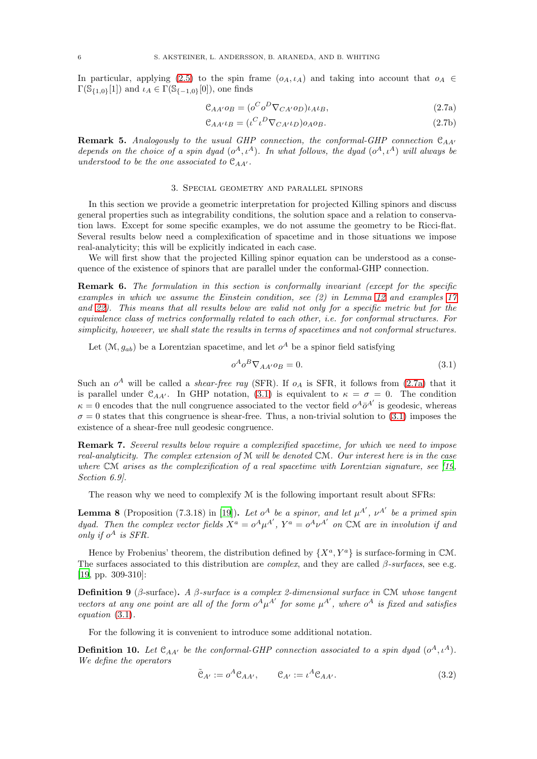In particular, applying (2.5) to the spin frame $(o_A, \iota_A)$ and taking into account that $o_A \in \Gamma(\mathbb{S}_{\{1,0\}}[1])$ and $\iota_A \in \Gamma(\mathbb{S}_{\{-1,0\}}[0])$, one finds

$$\mathcal{C}_{AA'} o_B = (o^C o^D \nabla_{CA'} o_D) \iota_A \iota_B, \tag{2.7a}$$

$$\mathcal{C}_{AA'} \iota_B = (\iota^C \iota^D \nabla_{CA'} \iota_D) o_A o_B. \tag{2.7b}$$

**Remark 5.** *Analogously to the usual GHP connection, the conformal-GHP connection $\mathcal{C}_{AA'}$ depends on the choice of a spin dyad $(o^A, \iota^A)$. In what follows, the dyad $(o^A, \iota^A)$ will always be understood to be the one associated to $\mathcal{C}_{AA'}$.*

## 3. Special geometry and parallel spinors

In this section we provide a geometric interpretation for projected Killing spinors and discuss general properties such as integrability conditions, the solution space and a relation to conservation laws. Except for some specific examples, we do not assume the geometry to be Ricci-flat. Several results below need a complexification of spacetime and in those situations we impose real-analyticity; this will be explicitly indicated in each case.

We will first show that the projected Killing spinor equation can be understood as a consequence of the existence of spinors that are parallel under the conformal-GHP connection.

**Remark 6.** *The formulation in this section is conformally invariant (except for the specific examples in which we assume the Einstein condition, see (2) in Lemma 12 and examples 17 and 22). This means that all results below are valid not only for a specific metric but for the equivalence class of metrics conformally related to each other, i.e. for conformal structures. For simplicity, however, we shall state the results in terms of spacetimes and not conformal structures.*

Let $(\mathcal{M}, g_{ab})$ be a Lorentzian spacetime, and let $o^A$ be a spinor field satisfying

$$o^A o^B \nabla_{AA'} o_B = 0. \tag{3.1}$$

Such an $o^A$ will be called a *shear-free ray* (SFR). If $o_A$ is SFR, it follows from (2.7a) that it is parallel under $\mathcal{C}_{AA'}$. In GHP notation, (3.1) is equivalent to $\kappa = \sigma = 0$. The condition $\kappa = 0$ encodes that the null congruence associated to the vector field $o^A \bar{o}^{A'}$ is geodesic, whereas $\sigma = 0$ states that this congruence is shear-free. Thus, a non-trivial solution to (3.1) imposes the existence of a shear-free null geodesic congruence.

**Remark 7.** *Several results below require a complexified spacetime, for which we need to impose real-analyticity. The complex extension of $\mathcal{M}$ will be denoted $\mathbb{C}\mathcal{M}$. Our interest here is in the case where $\mathbb{C}\mathcal{M}$ arises as the complexification of a real spacetime with Lorentzian signature, see [19, Section 6.9].*

The reason why we need to complexify $\mathcal{M}$ is the following important result about SFRs:

**Lemma 8** (Proposition (7.3.18) in [19])**.** *Let $o^A$ be a spinor, and let $\mu^{A'}$, $\nu^{A'}$ be a primed spin dyad. Then the complex vector fields $X^a = o^A \mu^{A'}$, $Y^a = o^A \nu^{A'}$ on $\mathbb{C}\mathcal{M}$ are in involution if and only if $o^A$ is SFR.*

Hence by Frobenius' theorem, the distribution defined by $\{X^a, Y^a\}$ is surface-forming in $\mathbb{C}\mathcal{M}$. The surfaces associated to this distribution are *complex*, and they are called *$\beta$-surfaces*, see e.g. [19, pp. 309-310]:

**Definition 9** ($\beta$-surface)**.** *A $\beta$-surface is a complex 2-dimensional surface in $\mathbb{C}\mathcal{M}$ whose tangent vectors at any one point are all of the form $o^A \mu^{A'}$ for some $\mu^{A'}$, where $o^A$ is fixed and satisfies equation (3.1).*

For the following it is convenient to introduce some additional notation.

**Definition 10.** *Let $\mathcal{C}_{AA'}$ be the conformal-GHP connection associated to a spin dyad $(o^A, \iota^A)$. We define the operators*

$$\tilde{\mathcal{C}}_{A'} := o^A \mathcal{C}_{AA'}, \qquad \mathcal{C}_{A'} := \iota^A \mathcal{C}_{AA'}. \tag{3.2}$$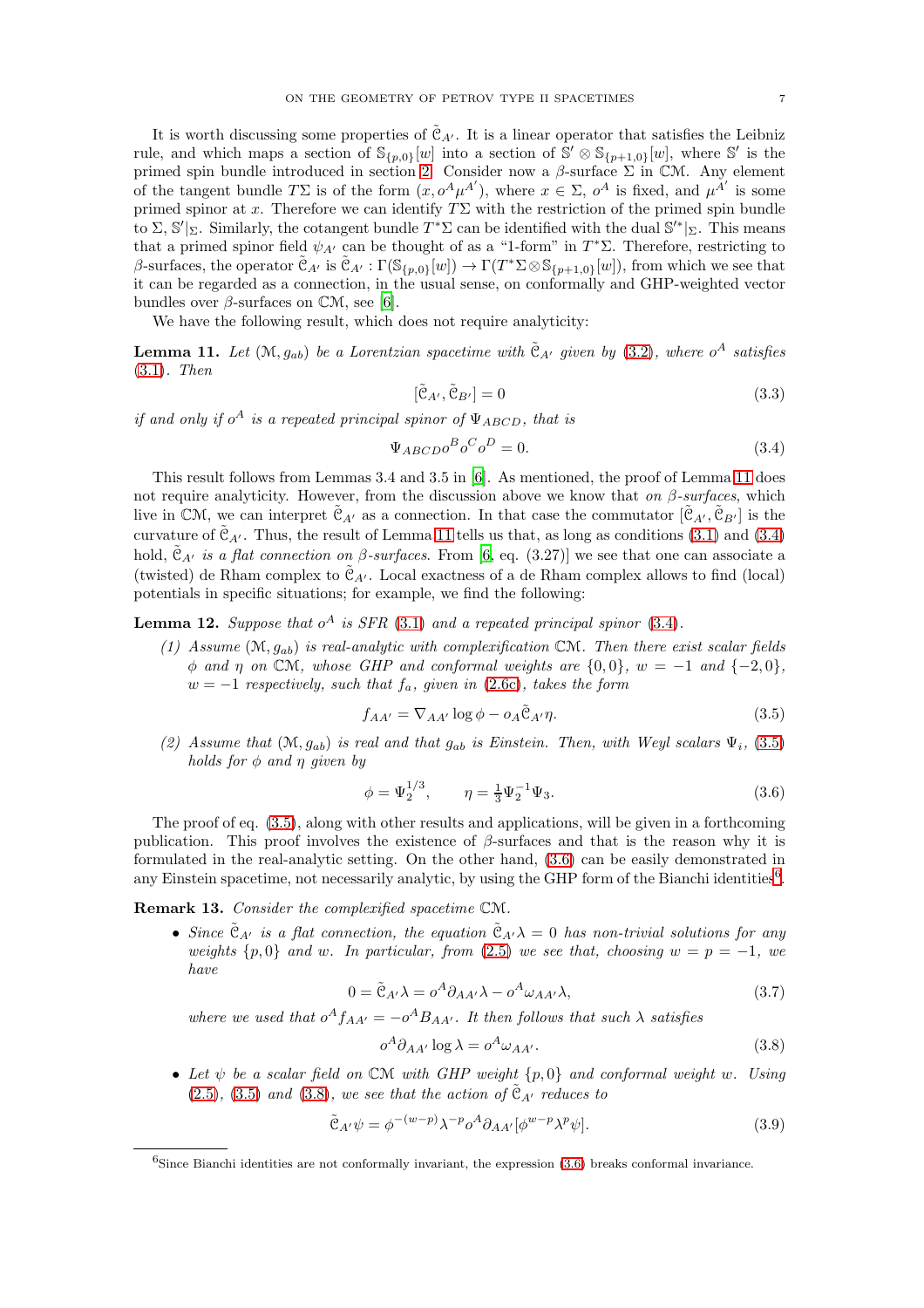It is worth discussing some properties of $\tilde{\mathcal{C}}_{A'}$. It is a linear operator that satisfies the Leibniz rule, and which maps a section of $\mathbb{S}_{\{p,0\}}[w]$ into a section of $\mathbb{S}' \otimes \mathbb{S}_{\{p+1,0\}}[w]$, where $\mathbb{S}'$ is the primed spin bundle introduced in section 2. Consider now a $\beta$-surface $\Sigma$ in $\mathbb{CM}$. Any element of the tangent bundle $T\Sigma$ is of the form $(x, o^A\mu^{A'})$, where $x \in \Sigma$, $o^A$ is fixed, and $\mu^{A'}$ is some primed spinor at $x$. Therefore we can identify $T\Sigma$ with the restriction of the primed spin bundle to $\Sigma$, $\mathbb{S}'|_\Sigma$. Similarly, the cotangent bundle $T^*\Sigma$ can be identified with the dual $\mathbb{S}'^*|_\Sigma$. This means that a primed spinor field $\psi_{A'}$ can be thought of as a "1-form" in $T^*\Sigma$. Therefore, restricting to $\beta$-surfaces, the operator $\tilde{\mathcal{C}}_{A'}$ is $\tilde{\mathcal{C}}_{A'} : \Gamma(\mathbb{S}_{\{p,0\}}[w]) \to \Gamma(T^*\Sigma \otimes \mathbb{S}_{\{p+1,0\}}[w])$, from which we see that it can be regarded as a connection, in the usual sense, on conformally and GHP-weighted vector bundles over $\beta$-surfaces on $\mathbb{CM}$, see [6].

We have the following result, which does not require analyticity:

**Lemma 11.** *Let $(\mathcal{M}, g_{ab})$ be a Lorentzian spacetime with $\tilde{\mathcal{C}}_{A'}$ given by (3.2), where $o^A$ satisfies (3.1). Then*

$$[\tilde{\mathcal{C}}_{A'}, \tilde{\mathcal{C}}_{B'}] = 0 \tag{3.3}$$

*if and only if $o^A$ is a repeated principal spinor of $\Psi_{ABCD}$, that is*

$$\Psi_{ABCD}o^B o^C o^D = 0. \tag{3.4}$$

This result follows from Lemmas 3.4 and 3.5 in [6]. As mentioned, the proof of Lemma 11 does not require analyticity. However, from the discussion above we know that *on $\beta$-surfaces*, which live in $\mathbb{CM}$, we can interpret $\tilde{\mathcal{C}}_{A'}$ as a connection. In that case the commutator $[\tilde{\mathcal{C}}_{A'}, \tilde{\mathcal{C}}_{B'}]$ is the curvature of $\tilde{\mathcal{C}}_{A'}$. Thus, the result of Lemma 11 tells us that, as long as conditions (3.1) and (3.4) hold, *$\tilde{\mathcal{C}}_{A'}$ is a flat connection on $\beta$-surfaces*. From [6, eq. (3.27)] we see that one can associate a (twisted) de Rham complex to $\tilde{\mathcal{C}}_{A'}$. Local exactness of a de Rham complex allows to find (local) potentials in specific situations; for example, we find the following:

**Lemma 12.** *Suppose that $o^A$ is SFR (3.1) and a repeated principal spinor (3.4).*

*(1) Assume $(\mathcal{M}, g_{ab})$ is real-analytic with complexification $\mathbb{CM}$. Then there exist scalar fields $\phi$ and $\eta$ on $\mathbb{CM}$, whose GHP and conformal weights are $\{0,0\}$, $w = -1$ and $\{-2,0\}$, $w = -1$ respectively, such that $f_a$, given in (2.6c), takes the form*

$$f_{AA'} = \nabla_{AA'} \log\phi - o_A \tilde{\mathcal{C}}_{A'}\eta. \tag{3.5}$$

*(2) Assume that $(\mathcal{M}, g_{ab})$ is real and that $g_{ab}$ is Einstein. Then, with Weyl scalars $\Psi_i$, (3.5) holds for $\phi$ and $\eta$ given by*

$$\phi = \Psi_2^{1/3}, \qquad \eta = \tfrac{1}{3}\Psi_2^{-1}\Psi_3. \tag{3.6}$$

The proof of eq. (3.5), along with other results and applications, will be given in a forthcoming publication. This proof involves the existence of $\beta$-surfaces and that is the reason why it is formulated in the real-analytic setting. On the other hand, (3.6) can be easily demonstrated in any Einstein spacetime, not necessarily analytic, by using the GHP form of the Bianchi identities[6].

**Remark 13.** *Consider the complexified spacetime $\mathbb{CM}$.*

- *Since $\tilde{\mathcal{C}}_{A'}$ is a flat connection, the equation $\tilde{\mathcal{C}}_{A'}\lambda = 0$ has non-trivial solutions for any weights $\{p,0\}$ and $w$. In particular, from (2.5) we see that, choosing $w = p = -1$, we have*

$$0 = \tilde{\mathcal{C}}_{A'}\lambda = o^A\partial_{AA'}\lambda - o^A\omega_{AA'}\lambda, \tag{3.7}$$

*where we used that $o^A f_{AA'} = -o^A B_{AA'}$. It then follows that such $\lambda$ satisfies*

$$o^A\partial_{AA'} \log\lambda = o^A\omega_{AA'}. \tag{3.8}$$

- *Let $\psi$ be a scalar field on $\mathbb{CM}$ with GHP weight $\{p,0\}$ and conformal weight $w$. Using (2.5), (3.5) and (3.8), we see that the action of $\tilde{\mathcal{C}}_{A'}$ reduces to*

$$\tilde{\mathcal{C}}_{A'}\psi = \phi^{-(w-p)}\lambda^{-p}o^A\partial_{AA'}[\phi^{w-p}\lambda^p\psi]. \tag{3.9}$$

---

[6] Since Bianchi identities are not conformally invariant, the expression (3.6) breaks conformal invariance.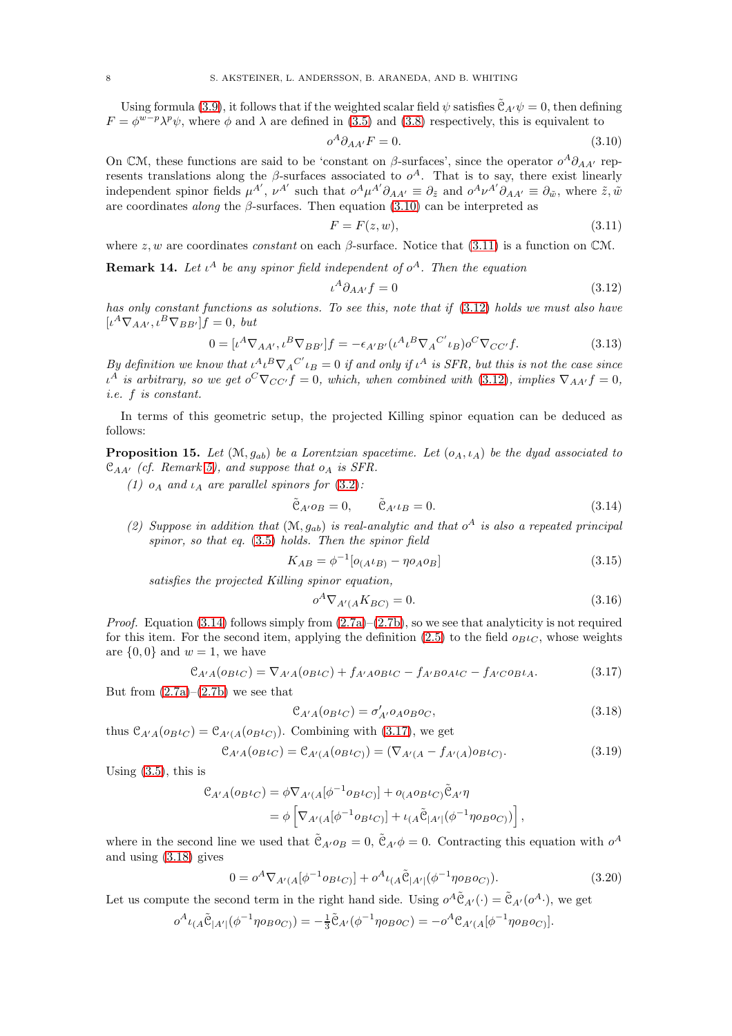Using formula (3.9), it follows that if the weighted scalar field $\psi$ satisfies $\tilde{\mathcal{C}}_{A'}\psi = 0$, then defining $F = \phi^{w-p}\lambda^p\psi$, where $\phi$ and $\lambda$ are defined in (3.5) and (3.8) respectively, this is equivalent to

$$o^A\partial_{AA'}F = 0. \tag{3.10}$$

On $\mathbb{CM}$, these functions are said to be 'constant on $\beta$-surfaces', since the operator $o^A\partial_{AA'}$ represents translations along the $\beta$-surfaces associated to $o^A$. That is to say, there exist linearly independent spinor fields $\mu^{A'}$, $\nu^{A'}$ such that $o^A\mu^{A'}\partial_{AA'} \equiv \partial_{\tilde{z}}$ and $o^A\nu^{A'}\partial_{AA'} \equiv \partial_{\tilde{w}}$, where $\tilde{z}, \tilde{w}$ are coordinates *along* the $\beta$-surfaces. Then equation (3.10) can be interpreted as

$$F = F(z, w), \tag{3.11}$$

where $z, w$ are coordinates *constant* on each $\beta$-surface. Notice that (3.11) is a function on $\mathbb{CM}$.

**Remark 14.** *Let $\iota^A$ be any spinor field independent of $o^A$. Then the equation*

$$\iota^A\partial_{AA'}f = 0 \tag{3.12}$$

*has only constant functions as solutions. To see this, note that if (3.12) holds we must also have $[\iota^A\nabla_{AA'}, \iota^B\nabla_{BB'}]f = 0$, but*

$$0 = [\iota^A\nabla_{AA'}, \iota^B\nabla_{BB'}]f = -\epsilon_{A'B'}(\iota^A\iota^B\nabla_A{}^{C'}\iota_B)o^C\nabla_{CC'}f. \tag{3.13}$$

*By definition we know that $\iota^A\iota^B\nabla_A{}^{C'}\iota_B = 0$ if and only if $\iota^A$ is SFR, but this is not the case since $\iota^A$ is arbitrary, so we get $o^C\nabla_{CC'}f = 0$, which, when combined with (3.12), implies $\nabla_{AA'}f = 0$, i.e. $f$ is constant.*

In terms of this geometric setup, the projected Killing spinor equation can be deduced as follows:

**Proposition 15.** *Let $(\mathcal{M}, g_{ab})$ be a Lorentzian spacetime. Let $(o_A, \iota_A)$ be the dyad associated to $\mathcal{C}_{AA'}$ (cf. Remark 5), and suppose that $o_A$ is SFR.*

*(1) $o_A$ and $\iota_A$ are parallel spinors for (3.2):*

$$\tilde{\mathcal{C}}_{A'}o_B = 0, \qquad \tilde{\mathcal{C}}_{A'}\iota_B = 0. \tag{3.14}$$

*(2) Suppose in addition that $(\mathcal{M}, g_{ab})$ is real-analytic and that $o^A$ is also a repeated principal spinor, so that eq. (3.5) holds. Then the spinor field*

$$K_{AB} = \phi^{-1}[o_{(A}\iota_{B)} - \eta o_A o_B] \tag{3.15}$$

*satisfies the projected Killing spinor equation,*

$$o^A\nabla_{A'(A}K_{BC)} = 0. \tag{3.16}$$

*Proof.* Equation (3.14) follows simply from (2.7a)–(2.7b), so we see that analyticity is not required for this item. For the second item, applying the definition (2.5) to the field $o_B\iota_C$, whose weights are $\{0, 0\}$ and $w = 1$, we have

$$\mathcal{C}_{A'A}(o_B\iota_C) = \nabla_{A'A}(o_B\iota_C) + f_{A'A}o_B\iota_C - f_{A'B}o_A\iota_C - f_{A'C}o_B\iota_A. \tag{3.17}$$

But from (2.7a)–(2.7b) we see that

$$\mathcal{C}_{A'A}(o_B\iota_C) = \sigma'_{A'}o_A o_B o_C, \tag{3.18}$$

thus $\mathcal{C}_{A'A}(o_B\iota_C) = \mathcal{C}_{A'(A}(o_B\iota_{C)})$. Combining with (3.17), we get

$$\mathcal{C}_{A'A}(o_B\iota_C) = \mathcal{C}_{A'(A}(o_B\iota_{C)}) = (\nabla_{A'(A} - f_{A'(A})o_B\iota_{C)}. \tag{3.19}$$

Using (3.5), this is

$$\begin{aligned}
\mathcal{C}_{A'A}(o_B\iota_C) &= \phi\nabla_{A'(A}[\phi^{-1}o_B\iota_{C)}] + o_{(A}o_B\iota_{C)}\tilde{\mathcal{C}}_{A'}\eta \\
&= \phi\left[\nabla_{A'(A}[\phi^{-1}o_B\iota_{C)}] + \iota_{(A}\tilde{\mathcal{C}}_{|A'|}(\phi^{-1}\eta o_B o_{C)})\right],
\end{aligned}$$

where in the second line we used that $\tilde{\mathcal{C}}_{A'}o_B = 0$, $\tilde{\mathcal{C}}_{A'}\phi = 0$. Contracting this equation with $o^A$ and using (3.18) gives

$$0 = o^A\nabla_{A'(A}[\phi^{-1}o_B\iota_{C)}] + o^A\iota_{(A}\tilde{\mathcal{C}}_{|A'|}(\phi^{-1}\eta o_B o_{C)}). \tag{3.20}$$

Let us compute the second term in the right hand side. Using $o^A\tilde{\mathcal{C}}_{A'}(\cdot) = \tilde{\mathcal{C}}_{A'}(o^A\cdot)$, we get

$$o^A\iota_{(A}\tilde{\mathcal{C}}_{|A'|}(\phi^{-1}\eta o_B o_{C)}) = -\tfrac{1}{3}\tilde{\mathcal{C}}_{A'}(\phi^{-1}\eta o_B o_C) = -o^A\mathcal{C}_{A'(A}[\phi^{-1}\eta o_B o_{C)}].$$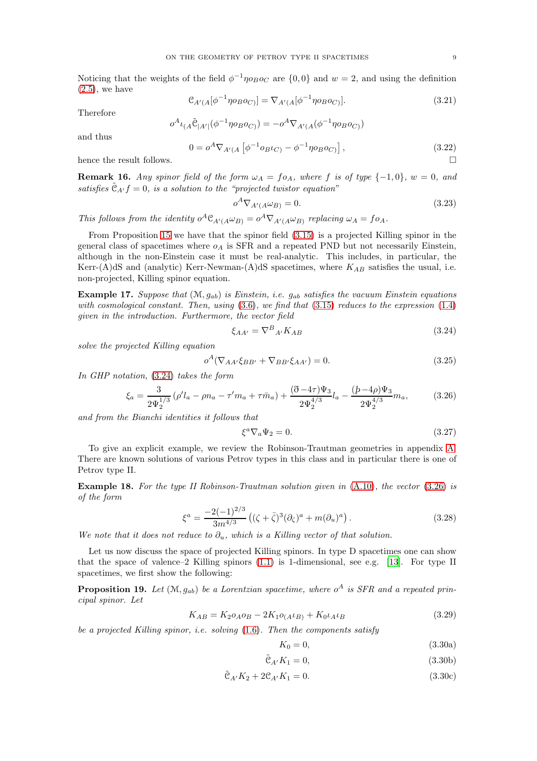Noticing that the weights of the field $\phi^{-1}\eta o_B o_C$ are $\{0,0\}$ and $w=2$, and using the definition (2.5), we have

$$\mathcal{C}_{A'(A}[\phi^{-1}\eta o_B o_{C)}] = \nabla_{A'(A}[\phi^{-1}\eta o_B o_{C)}]. \tag{3.21}$$

Therefore

$$o^A \iota_{(A}\tilde{\mathcal{C}}_{|A'|}(\phi^{-1}\eta o_B o_{C)}) = -o^A \nabla_{A'(A}(\phi^{-1}\eta o_B o_{C)})$$

and thus

$$0 = o^A \nabla_{A'(A}\left[\phi^{-1} o_B \iota_{C)} - \phi^{-1}\eta o_B o_{C)}\right], \tag{3.22}$$

hence the result follows. □

**Remark 16.** *Any spinor field of the form $\omega_A = f o_A$, where $f$ is of type $\{-1,0\}$, $w=0$, and satisfies $\tilde{\mathcal{C}}_{A'} f = 0$, is a solution to the "projected twistor equation"*

$$o^A \nabla_{A'(A}\omega_{B)} = 0. \tag{3.23}$$

*This follows from the identity $o^A \mathcal{C}_{A'(A}\omega_{B)} = o^A \nabla_{A'(A}\omega_{B)}$ replacing $\omega_A = f o_A$.*

From Proposition 15 we have that the spinor field (3.15) is a projected Killing spinor in the general class of spacetimes where $o_A$ is SFR and a repeated PND but not necessarily Einstein, although in the non-Einstein case it must be real-analytic. This includes, in particular, the Kerr-(A)dS and (analytic) Kerr-Newman-(A)dS spacetimes, where $K_{AB}$ satisfies the usual, i.e. non-projected, Killing spinor equation.

**Example 17.** *Suppose that $(\mathcal{M}, g_{ab})$ is Einstein, i.e. $g_{ab}$ satisfies the vacuum Einstein equations with cosmological constant. Then, using (3.6), we find that (3.15) reduces to the expression (1.4) given in the introduction. Furthermore, the vector field*

$$\xi_{AA'} = \nabla^B{}_{A'} K_{AB} \tag{3.24}$$

*solve the projected Killing equation*

$$o^A(\nabla_{AA'}\xi_{BB'} + \nabla_{BB'}\xi_{AA'}) = 0. \tag{3.25}$$

*In GHP notation, (3.24) takes the form*

$$\xi_a = \frac{3}{2\Psi_2^{1/3}}\left(\rho' l_a - \rho n_a - \tau' m_a + \tau \bar{m}_a\right) + \frac{(\eth - 4\tau)\Psi_3}{2\Psi_2^{4/3}} l_a - \frac{(\text{þ} - 4\rho)\Psi_3}{2\Psi_2^{4/3}} m_a, \tag{3.26}$$

*and from the Bianchi identities it follows that*

$$\xi^a \nabla_a \Psi_2 = 0. \tag{3.27}$$

To give an explicit example, we review the Robinson-Trautman geometries in appendix A. There are known solutions of various Petrov types in this class and in particular there is one of Petrov type II.

**Example 18.** *For the type II Robinson-Trautman solution given in (A.10), the vector (3.26) is of the form*

$$\xi^a = \frac{-2(-1)^{2/3}}{3m^{4/3}}\left((\zeta + \bar{\zeta})^3 (\partial_\zeta)^a + m(\partial_u)^a\right). \tag{3.28}$$

*We note that it does not reduce to $\partial_u$, which is a Killing vector of that solution.*

Let us now discuss the space of projected Killing spinors. In type D spacetimes one can show that the space of valence–2 Killing spinors (1.1) is 1-dimensional, see e.g. [13]. For type II spacetimes, we first show the following:

**Proposition 19.** *Let $(\mathcal{M}, g_{ab})$ be a Lorentzian spacetime, where $o^A$ is SFR and a repeated principal spinor. Let*

$$K_{AB} = K_2 o_A o_B - 2K_1 o_{(A}\iota_{B)} + K_0 \iota_A \iota_B \tag{3.29}$$

*be a projected Killing spinor, i.e. solving (1.6). Then the components satisfy*

$$K_0 = 0, \tag{3.30a}$$

$$\tilde{\mathcal{C}}_{A'} K_1 = 0, \tag{3.30b}$$

$$\tilde{\mathcal{C}}_{A'} K_2 + 2\mathcal{C}_{A'} K_1 = 0. \tag{3.30c}$$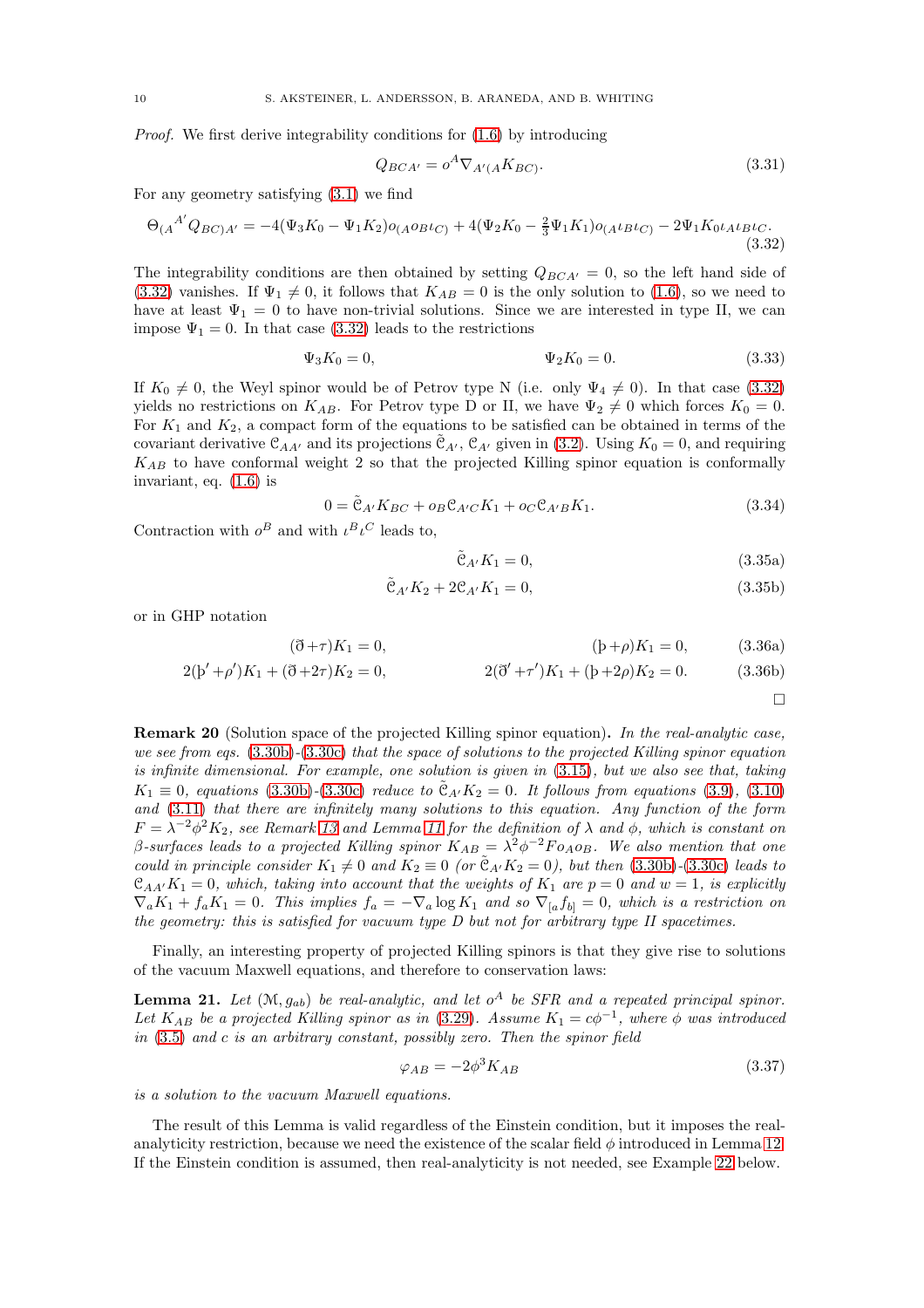*Proof.* We first derive integrability conditions for (1.6) by introducing

$$Q_{BCA'} = o^A \nabla_{A'(A} K_{BC)}. \tag{3.31}$$

For any geometry satisfying (3.1) we find

$$\Theta_{(A}{}^{A'} Q_{BC)A'} = -4(\Psi_3 K_0 - \Psi_1 K_2) o_{(A} o_B \iota_{C)} + 4(\Psi_2 K_0 - \tfrac{2}{3}\Psi_1 K_1) o_{(A} \iota_B \iota_{C)} - 2\Psi_1 K_0 \iota_A \iota_B \iota_C. \tag{3.32}$$

The integrability conditions are then obtained by setting $Q_{BCA'} = 0$, so the left hand side of (3.32) vanishes. If $\Psi_1 \neq 0$, it follows that $K_{AB} = 0$ is the only solution to (1.6), so we need to have at least $\Psi_1 = 0$ to have non-trivial solutions. Since we are interested in type II, we can impose $\Psi_1 = 0$. In that case (3.32) leads to the restrictions

$$\Psi_3 K_0 = 0, \qquad \Psi_2 K_0 = 0. \tag{3.33}$$

If $K_0 \neq 0$, the Weyl spinor would be of Petrov type N (i.e. only $\Psi_4 \neq 0$). In that case (3.32) yields no restrictions on $K_{AB}$. For Petrov type D or II, we have $\Psi_2 \neq 0$ which forces $K_0 = 0$. For $K_1$ and $K_2$, a compact form of the equations to be satisfied can be obtained in terms of the covariant derivative $\mathcal{C}_{AA'}$ and its projections $\tilde{\mathcal{C}}_{A'}$, $\mathcal{C}_{A'}$ given in (3.2). Using $K_0 = 0$, and requiring $K_{AB}$ to have conformal weight 2 so that the projected Killing spinor equation is conformally invariant, eq. (1.6) is

$$0 = \tilde{\mathcal{C}}_{A'} K_{BC} + o_B \mathcal{C}_{A'C} K_1 + o_C \mathcal{C}_{A'B} K_1. \tag{3.34}$$

Contraction with $o^B$ and with $\iota^B \iota^C$ leads to,

$$\tilde{\mathcal{C}}_{A'} K_1 = 0, \tag{3.35a}$$

$$\tilde{\mathcal{C}}_{A'} K_2 + 2\mathcal{C}_{A'} K_1 = 0, \tag{3.35b}$$

or in GHP notation

$$(\eth + \tau) K_1 = 0, \qquad (\text{þ} + \rho) K_1 = 0, \tag{3.36a}$$

$$2(\text{þ}' + \rho') K_1 + (\eth + 2\tau) K_2 = 0, \qquad 2(\eth' + \tau') K_1 + (\text{þ} + 2\rho) K_2 = 0. \tag{3.36b}$$

□

**Remark 20** (Solution space of the projected Killing spinor equation)**.** *In the real-analytic case, we see from eqs. (3.30b)-(3.30c) that the space of solutions to the projected Killing spinor equation is infinite dimensional. For example, one solution is given in (3.15), but we also see that, taking $K_1 \equiv 0$, equations (3.30b)-(3.30c) reduce to $\tilde{\mathcal{C}}_{A'} K_2 = 0$. It follows from equations (3.9), (3.10) and (3.11) that there are infinitely many solutions to this equation. Any function of the form $F = \lambda^{-2}\phi^2 K_2$, see Remark 13 and Lemma 11 for the definition of $\lambda$ and $\phi$, which is constant on $\beta$-surfaces leads to a projected Killing spinor $K_{AB} = \lambda^2 \phi^{-2} F o_A o_B$. We also mention that one could in principle consider $K_1 \neq 0$ and $K_2 \equiv 0$ (or $\tilde{\mathcal{C}}_{A'} K_2 = 0$), but then (3.30b)-(3.30c) leads to $\mathcal{C}_{AA'} K_1 = 0$, which, taking into account that the weights of $K_1$ are $p = 0$ and $w = 1$, is explicitly $\nabla_a K_1 + f_a K_1 = 0$. This implies $f_a = -\nabla_a \log K_1$ and so $\nabla_{[a} f_{b]} = 0$, which is a restriction on the geometry: this is satisfied for vacuum type D but not for arbitrary type II spacetimes.*

Finally, an interesting property of projected Killing spinors is that they give rise to solutions of the vacuum Maxwell equations, and therefore to conservation laws:

**Lemma 21.** *Let $(\mathcal{M}, g_{ab})$ be real-analytic, and let $o^A$ be SFR and a repeated principal spinor. Let $K_{AB}$ be a projected Killing spinor as in (3.29). Assume $K_1 = c\phi^{-1}$, where $\phi$ was introduced in (3.5) and $c$ is an arbitrary constant, possibly zero. Then the spinor field*

$$\varphi_{AB} = -2\phi^3 K_{AB} \tag{3.37}$$

*is a solution to the vacuum Maxwell equations.*

The result of this Lemma is valid regardless of the Einstein condition, but it imposes the real-analyticity restriction, because we need the existence of the scalar field $\phi$ introduced in Lemma 12. If the Einstein condition is assumed, then real-analyticity is not needed, see Example 22 below.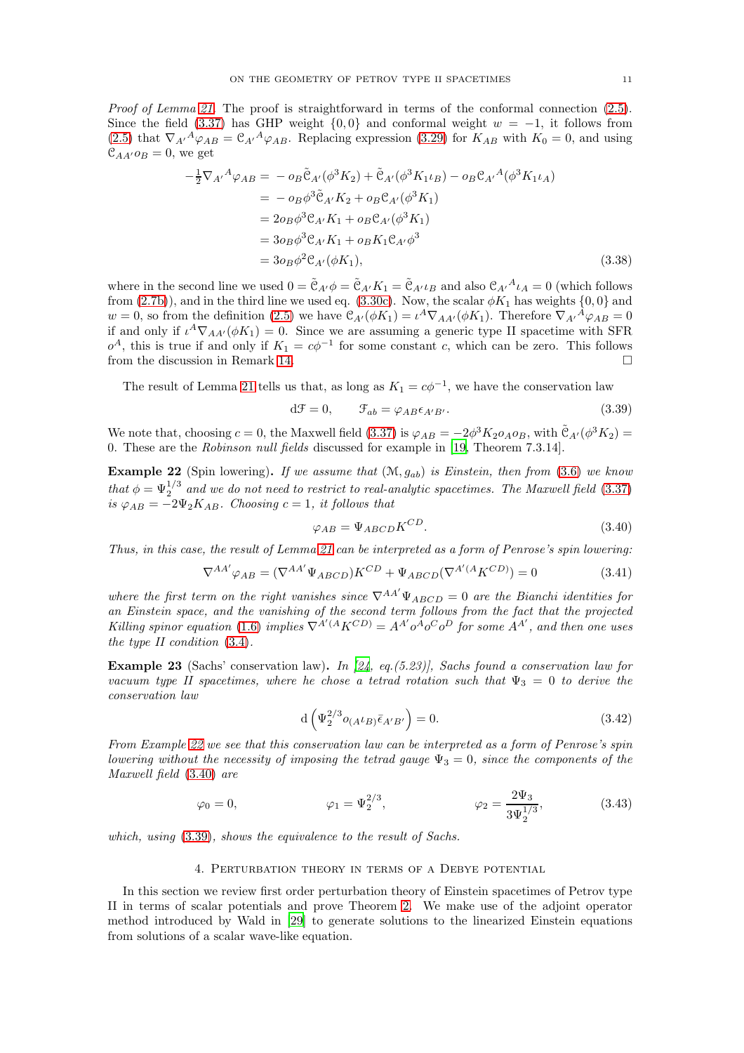*Proof of Lemma 21.* The proof is straightforward in terms of the conformal connection (2.5). Since the field (3.37) has GHP weight $\{0,0\}$ and conformal weight $w=-1$, it follows from (2.5) that $\nabla_{A'}{}^{A}\varphi_{AB} = \mathcal{C}_{A'}{}^{A}\varphi_{AB}$. Replacing expression (3.29) for $K_{AB}$ with $K_0=0$, and using $\mathcal{C}_{AA'}o_B = 0$, we get

$$
\begin{aligned}
-\tfrac{1}{2}\nabla_{A'}{}^{A}\varphi_{AB} &= -o_B\tilde{\mathcal{C}}_{A'}(\phi^3 K_2) + \tilde{\mathcal{C}}_{A'}(\phi^3 K_1 \iota_B) - o_B \mathcal{C}_{A'}{}^{A}(\phi^3 K_1 \iota_A) \\
&= -o_B\phi^3\tilde{\mathcal{C}}_{A'}K_2 + o_B\mathcal{C}_{A'}(\phi^3 K_1) \\
&= 2o_B\phi^3\mathcal{C}_{A'}K_1 + o_B\mathcal{C}_{A'}(\phi^3 K_1) \\
&= 3o_B\phi^3\mathcal{C}_{A'}K_1 + o_B K_1\mathcal{C}_{A'}\phi^3 \\
&= 3o_B\phi^2\mathcal{C}_{A'}(\phi K_1),
\end{aligned}
\tag{3.38}
$$

where in the second line we used $0=\tilde{\mathcal{C}}_{A'}\phi = \tilde{\mathcal{C}}_{A'}K_1 = \tilde{\mathcal{C}}_{A'}\iota_B$ and also $\mathcal{C}_{A'}{}^{A}\iota_A = 0$ (which follows from (2.7b)), and in the third line we used eq. (3.30c). Now, the scalar $\phi K_1$ has weights $\{0,0\}$ and $w=0$, so from the definition (2.5) we have $\mathcal{C}_{A'}(\phi K_1) = \iota^A\nabla_{AA'}(\phi K_1)$. Therefore $\nabla_{A'}{}^{A}\varphi_{AB}=0$ if and only if $\iota^A\nabla_{AA'}(\phi K_1)=0$. Since we are assuming a generic type II spacetime with SFR $o^A$, this is true if and only if $K_1 = c\phi^{-1}$ for some constant $c$, which can be zero. This follows from the discussion in Remark 14. □

The result of Lemma 21 tells us that, as long as $K_1 = c\phi^{-1}$, we have the conservation law

$$
\mathrm{d}\mathcal{F} = 0, \qquad \mathcal{F}_{ab} = \varphi_{AB}\epsilon_{A'B'}. \tag{3.39}
$$

We note that, choosing $c=0$, the Maxwell field (3.37) is $\varphi_{AB} = -2\phi^3 K_2 o_A o_B$, with $\tilde{\mathcal{C}}_{A'}(\phi^3 K_2) = 0$. These are the *Robinson null fields* discussed for example in [19, Theorem 7.3.14].

**Example 22** (Spin lowering)**.** *If we assume that $(\mathcal{M}, g_{ab})$ is Einstein, then from (3.6) we know that $\phi = \Psi_2^{1/3}$ and we do not need to restrict to real-analytic spacetimes. The Maxwell field (3.37) is $\varphi_{AB} = -2\Psi_2 K_{AB}$. Choosing $c=1$, it follows that*

$$
\varphi_{AB} = \Psi_{ABCD}K^{CD}. \tag{3.40}
$$

*Thus, in this case, the result of Lemma 21 can be interpreted as a form of Penrose's spin lowering:*

$$
\nabla^{AA'}\varphi_{AB} = (\nabla^{AA'}\Psi_{ABCD})K^{CD} + \Psi_{ABCD}(\nabla^{A'(A}K^{CD)}) = 0 \tag{3.41}
$$

*where the first term on the right vanishes since $\nabla^{AA'}\Psi_{ABCD}=0$ are the Bianchi identities for an Einstein space, and the vanishing of the second term follows from the fact that the projected Killing spinor equation (1.6) implies $\nabla^{A'(A}K^{CD)} = A^{A'}o^A o^C o^D$ for some $A^{A'}$, and then one uses the type II condition (3.4).*

**Example 23** (Sachs' conservation law)**.** *In [24, eq.(5.23)], Sachs found a conservation law for vacuum type II spacetimes, where he chose a tetrad rotation such that $\Psi_3 = 0$ to derive the conservation law*

$$
\mathrm{d}\left(\Psi_2^{2/3} o_{(A}\iota_{B)}\bar{\epsilon}_{A'B'}\right) = 0. \tag{3.42}
$$

*From Example 22 we see that this conservation law can be interpreted as a form of Penrose's spin lowering without the necessity of imposing the tetrad gauge $\Psi_3 = 0$, since the components of the Maxwell field (3.40) are*

$$
\varphi_0 = 0, \qquad\qquad \varphi_1 = \Psi_2^{2/3}, \qquad\qquad \varphi_2 = \frac{2\Psi_3}{3\Psi_2^{1/3}}, \tag{3.43}
$$

*which, using (3.39), shows the equivalence to the result of Sachs.*

## 4. Perturbation theory in terms of a Debye potential

In this section we review first order perturbation theory of Einstein spacetimes of Petrov type II in terms of scalar potentials and prove Theorem 2. We make use of the adjoint operator method introduced by Wald in [29] to generate solutions to the linearized Einstein equations from solutions of a scalar wave-like equation.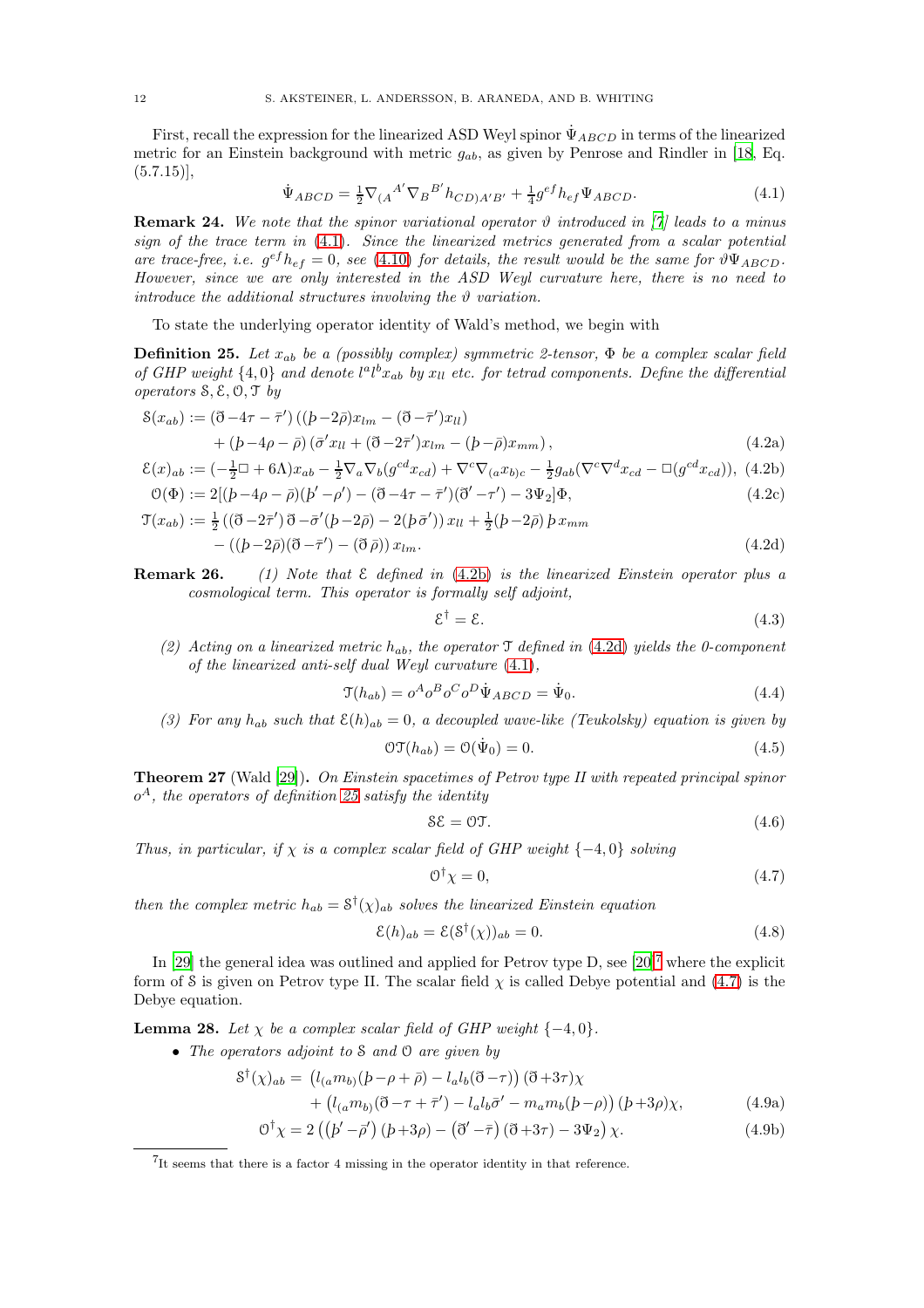First, recall the expression for the linearized ASD Weyl spinor $\dot\Psi_{ABCD}$ in terms of the linearized metric for an Einstein background with metric $g_{ab}$, as given by Penrose and Rindler in [18, Eq. (5.7.15)],

$$\dot\Psi_{ABCD} = \tfrac{1}{2}\nabla_{(A}{}^{A'}\nabla_{B}{}^{B'}h_{CD)A'B'} + \tfrac{1}{4}g^{ef}h_{ef}\Psi_{ABCD}. \tag{4.1}$$

**Remark 24.** *We note that the spinor variational operator $\vartheta$ introduced in [7] leads to a minus sign of the trace term in (4.1). Since the linearized metrics generated from a scalar potential are trace-free, i.e. $g^{ef}h_{ef} = 0$, see (4.10) for details, the result would be the same for $\vartheta\Psi_{ABCD}$. However, since we are only interested in the ASD Weyl curvature here, there is no need to introduce the additional structures involving the $\vartheta$ variation.*

To state the underlying operator identity of Wald's method, we begin with

**Definition 25.** *Let $x_{ab}$ be a (possibly complex) symmetric 2-tensor, $\Phi$ be a complex scalar field of GHP weight $\{4, 0\}$ and denote $l^a l^b x_{ab}$ by $x_{ll}$ etc. for tetrad components. Define the differential operators $\mathcal{S}, \mathcal{E}, \mathcal{O}, \mathcal{T}$ by*

$$\begin{aligned}\mathcal{S}(x_{ab}) := {}& (\eth - 4\tau - \bar\tau')\left((\text{þ} - 2\bar\rho)x_{lm} - (\eth - \bar\tau')x_{ll}\right) \\ &+ (\text{þ} - 4\rho - \bar\rho)\left(\bar\sigma' x_{ll} + (\eth - 2\bar\tau')x_{lm} - (\text{þ} - \bar\rho)x_{mm}\right),\end{aligned} \tag{4.2a}$$

$$\mathcal{E}(x)_{ab} := (-\tfrac{1}{2}\square + 6\Lambda)x_{ab} - \tfrac{1}{2}\nabla_a\nabla_b(g^{cd}x_{cd}) + \nabla^c\nabla_{(a}x_{b)c} - \tfrac{1}{2}g_{ab}(\nabla^c\nabla^d x_{cd} - \square(g^{cd}x_{cd})), \tag{4.2b}$$

$$\mathcal{O}(\Phi) := 2[(\text{þ} - 4\rho - \bar\rho)(\text{þ}' - \rho') - (\eth - 4\tau - \bar\tau')(\eth' - \tau') - 3\Psi_2]\Phi, \tag{4.2c}$$

$$\begin{aligned}\mathcal{T}(x_{ab}) := {}& \tfrac{1}{2}\left((\eth - 2\bar\tau')\,\eth - \bar\sigma'(\text{þ} - 2\bar\rho) - 2(\text{þ}\,\bar\sigma')\right)x_{ll} + \tfrac{1}{2}(\text{þ} - 2\bar\rho)\,\text{þ}\,x_{mm} \\ &- \left((\text{þ} - 2\bar\rho)(\eth - \bar\tau') - (\eth\,\bar\rho)\right)x_{lm}.\end{aligned} \tag{4.2d}$$

**Remark 26.** *(1) Note that $\mathcal{E}$ defined in (4.2b) is the linearized Einstein operator plus a cosmological term. This operator is formally self adjoint,*

$$\mathcal{E}^\dagger = \mathcal{E}. \tag{4.3}$$

*(2) Acting on a linearized metric $h_{ab}$, the operator $\mathcal{T}$ defined in (4.2d) yields the 0-component of the linearized anti-self dual Weyl curvature (4.1),*

$$\mathcal{T}(h_{ab}) = o^A o^B o^C o^D \dot\Psi_{ABCD} = \dot\Psi_0. \tag{4.4}$$

*(3) For any $h_{ab}$ such that $\mathcal{E}(h)_{ab} = 0$, a decoupled wave-like (Teukolsky) equation is given by*

$$\mathcal{O}\mathcal{T}(h_{ab}) = \mathcal{O}(\dot\Psi_0) = 0. \tag{4.5}$$

**Theorem 27** (Wald [29])**.** *On Einstein spacetimes of Petrov type II with repeated principal spinor $o^A$, the operators of definition 25 satisfy the identity*

$$\mathcal{S}\mathcal{E} = \mathcal{O}\mathcal{T}. \tag{4.6}$$

*Thus, in particular, if $\chi$ is a complex scalar field of GHP weight $\{-4, 0\}$ solving*

$$\mathcal{O}^\dagger\chi = 0, \tag{4.7}$$

*then the complex metric $h_{ab} = \mathcal{S}^\dagger(\chi)_{ab}$ solves the linearized Einstein equation*

$$\mathcal{E}(h)_{ab} = \mathcal{E}(\mathcal{S}^\dagger(\chi))_{ab} = 0. \tag{4.8}$$

In [29] the general idea was outlined and applied for Petrov type D, see [20][7] where the explicit form of $\mathcal{S}$ is given on Petrov type II. The scalar field $\chi$ is called Debye potential and (4.7) is the Debye equation.

**Lemma 28.** *Let $\chi$ be a complex scalar field of GHP weight $\{-4, 0\}$.*

- *The operators adjoint to $\mathcal{S}$ and $\mathcal{O}$ are given by*

$$\begin{aligned}\mathcal{S}^\dagger(\chi)_{ab} = {}& \left(l_{(a}m_{b)}(\text{þ} - \rho + \bar\rho) - l_a l_b(\eth - \tau)\right)(\eth + 3\tau)\chi \\ &+ \left(l_{(a}m_{b)}(\eth - \tau + \bar\tau') - l_a l_b\bar\sigma' - m_a m_b(\text{þ} - \rho)\right)(\text{þ} + 3\rho)\chi,\end{aligned} \tag{4.9a}$$

$$\mathcal{O}^\dagger\chi = 2\left((\text{þ}' - \bar\rho')(\text{þ} + 3\rho) - (\eth' - \bar\tau)(\eth + 3\tau) - 3\Psi_2\right)\chi. \tag{4.9b}$$

---

[7] It seems that there is a factor 4 missing in the operator identity in that reference.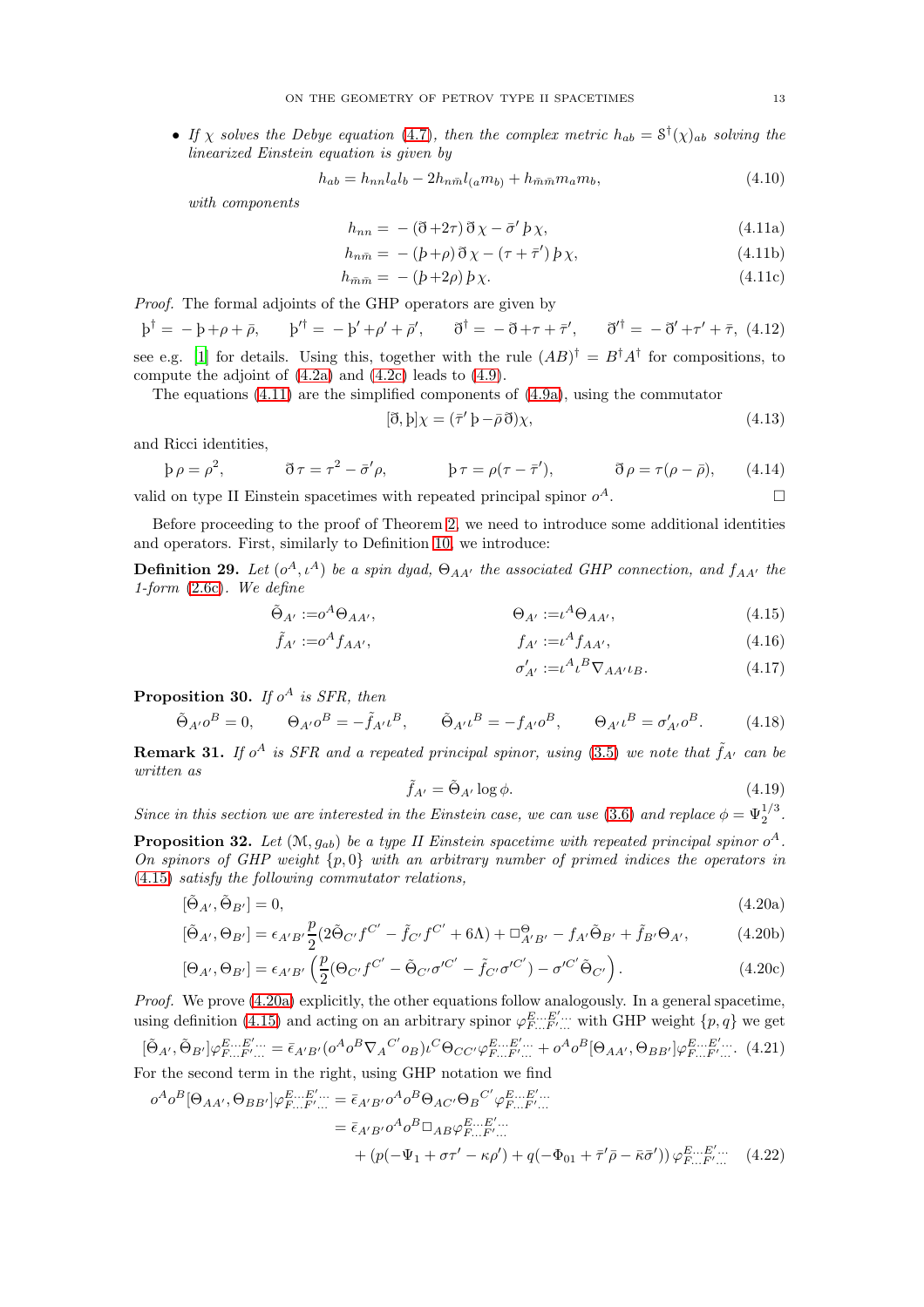- *If $\chi$ solves the Debye equation (4.7), then the complex metric $h_{ab} = \mathcal{S}^{\dagger}(\chi)_{ab}$ solving the linearized Einstein equation is given by*

$$h_{ab} = h_{nn} l_a l_b - 2h_{n\bar{m}} l_{(a} m_{b)} + h_{\bar{m}\bar{m}} m_a m_b, \tag{4.10}$$

*with components*

$$h_{nn} = -(\eth + 2\tau)\,\eth\,\chi - \bar{\sigma}'\,\text{þ}\,\chi, \tag{4.11a}$$

$$h_{n\bar{m}} = -(\text{þ} + \rho)\,\eth\,\chi - (\tau + \bar{\tau}')\,\text{þ}\,\chi, \tag{4.11b}$$

$$h_{\bar{m}\bar{m}} = -(\text{þ} + 2\rho)\,\text{þ}\,\chi. \tag{4.11c}$$

*Proof.* The formal adjoints of the GHP operators are given by

$$\text{þ}^{\dagger} = -\text{þ} + \rho + \bar{\rho}, \qquad \text{þ}'^{\dagger} = -\text{þ}' + \rho' + \bar{\rho}', \qquad \eth^{\dagger} = -\eth + \tau + \bar{\tau}', \qquad \eth'^{\dagger} = -\eth' + \tau' + \bar{\tau}, \tag{4.12}$$

see e.g. [1] for details. Using this, together with the rule $(AB)^{\dagger} = B^{\dagger}A^{\dagger}$ for compositions, to compute the adjoint of (4.2a) and (4.2c) leads to (4.9).

The equations (4.11) are the simplified components of (4.9a), using the commutator

$$[\eth, \text{þ}]\chi = (\bar{\tau}'\,\text{þ} - \bar{\rho}\,\eth)\chi, \tag{4.13}$$

and Ricci identities,

$$\text{þ}\,\rho = \rho^2, \qquad \eth\,\tau = \tau^2 - \bar{\sigma}'\rho, \qquad \text{þ}\,\tau = \rho(\tau - \bar{\tau}'), \qquad \eth\,\rho = \tau(\rho - \bar{\rho}), \tag{4.14}$$

valid on type II Einstein spacetimes with repeated principal spinor $o^A$. □

Before proceeding to the proof of Theorem 2, we need to introduce some additional identities and operators. First, similarly to Definition 10, we introduce:

**Definition 29.** *Let $(o^A, \iota^A)$ be a spin dyad, $\Theta_{AA'}$ the associated GHP connection, and $f_{AA'}$ the 1-form (2.6c). We define*

$$\tilde{\Theta}_{A'} := o^A \Theta_{AA'}, \qquad \Theta_{A'} := \iota^A \Theta_{AA'}, \tag{4.15}$$

$$\tilde{f}_{A'} := o^A f_{AA'}, \qquad f_{A'} := \iota^A f_{AA'}, \tag{4.16}$$

$$\sigma'_{A'} := \iota^A \iota^B \nabla_{AA'} \iota_B. \tag{4.17}$$

**Proposition 30.** *If $o^A$ is SFR, then*

$$\tilde{\Theta}_{A'} o^B = 0, \qquad \Theta_{A'} o^B = -\tilde{f}_{A'} \iota^B, \qquad \tilde{\Theta}_{A'} \iota^B = -f_{A'} o^B, \qquad \Theta_{A'} \iota^B = \sigma'_{A'} o^B. \tag{4.18}$$

**Remark 31.** *If $o^A$ is SFR and a repeated principal spinor, using (3.5) we note that $\tilde{f}_{A'}$ can be written as*

$$\tilde{f}_{A'} = \tilde{\Theta}_{A'} \log \phi. \tag{4.19}$$

*Since in this section we are interested in the Einstein case, we can use (3.6) and replace $\phi = \Psi_2^{1/3}$.*

**Proposition 32.** *Let $(\mathcal{M}, g_{ab})$ be a type II Einstein spacetime with repeated principal spinor $o^A$. On spinors of GHP weight $\{p, 0\}$ with an arbitrary number of primed indices the operators in (4.15) satisfy the following commutator relations,*

$$[\tilde{\Theta}_{A'}, \tilde{\Theta}_{B'}] = 0, \tag{4.20a}$$

$$[\tilde{\Theta}_{A'}, \Theta_{B'}] = \epsilon_{A'B'} \frac{p}{2}(2\tilde{\Theta}_{C'} f^{C'} - \tilde{f}_{C'} f^{C'} + 6\Lambda) + \square^{\Theta}_{A'B'} - f_{A'} \tilde{\Theta}_{B'} + \tilde{f}_{B'} \Theta_{A'}, \tag{4.20b}$$

$$[\Theta_{A'}, \Theta_{B'}] = \epsilon_{A'B'} \left( \frac{p}{2}(\Theta_{C'} f^{C'} - \tilde{\Theta}_{C'} \sigma'^{C'} - \tilde{f}_{C'} \sigma'^{C'}) - \sigma'^{C'} \tilde{\Theta}_{C'} \right). \tag{4.20c}$$

*Proof.* We prove (4.20a) explicitly, the other equations follow analogously. In a general spacetime, using definition (4.15) and acting on an arbitrary spinor $\varphi^{E...E'...}_{F...F'...}$ with GHP weight $\{p, q\}$ we get

$$[\tilde{\Theta}_{A'}, \tilde{\Theta}_{B'}]\varphi^{E...E'...}_{F...F'...} = \bar{\epsilon}_{A'B'}(o^A o^B \nabla_A{}^{C'} o_B)\iota^C \Theta_{CC'} \varphi^{E...E'...}_{F...F'...} + o^A o^B [\Theta_{AA'}, \Theta_{BB'}]\varphi^{E...E'...}_{F...F'...}. \tag{4.21}$$

For the second term in the right, using GHP notation we find

$$\begin{aligned} o^A o^B [\Theta_{AA'}, \Theta_{BB'}]\varphi^{E...E'...}_{F...F'...} &= \bar{\epsilon}_{A'B'} o^A o^B \Theta_{AC'} \Theta_B{}^{C'} \varphi^{E...E'...}_{F...F'...} \\ &= \bar{\epsilon}_{A'B'} o^A o^B \square_{AB} \varphi^{E...E'...}_{F...F'...} \\ &\quad + (p(-\Psi_1 + \sigma\tau' - \kappa\rho') + q(-\Phi_{01} + \bar{\tau}'\bar{\rho} - \bar{\kappa}\bar{\sigma}'))\,\varphi^{E...E'...}_{F...F'...} \end{aligned} \tag{4.22}$$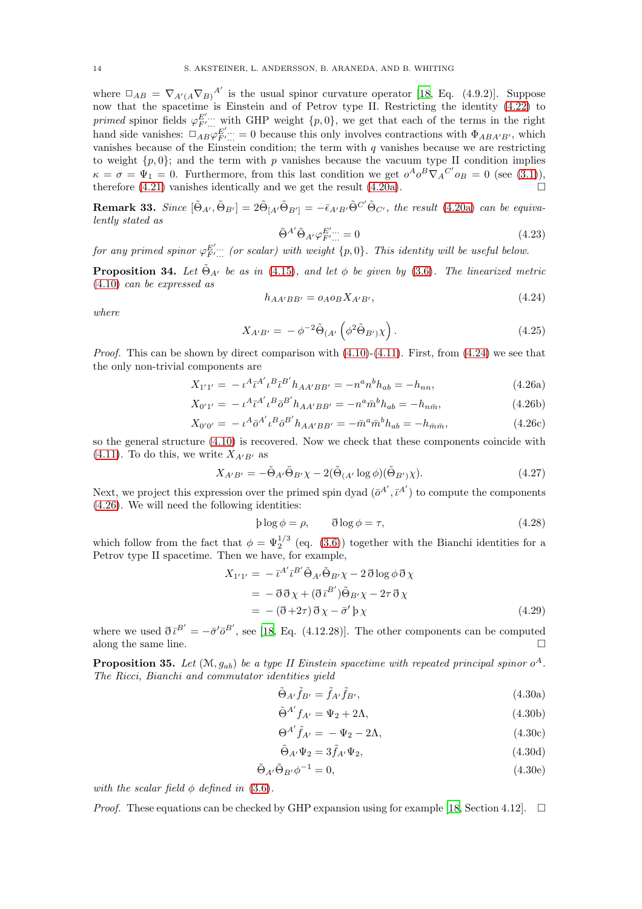where $\square_{AB} = \nabla_{A'(A}\nabla_{B)}{}^{A'}$ is the usual spinor curvature operator [18, Eq. (4.9.2)]. Suppose now that the spacetime is Einstein and of Petrov type II. Restricting the identity (4.22) to *primed* spinor fields $\varphi^{E'...}_{F'...}$ with GHP weight $\{p, 0\}$, we get that each of the terms in the right hand side vanishes: $\square_{AB}\varphi^{E'...}_{F'...} = 0$ because this only involves contractions with $\Phi_{ABA'B'}$, which vanishes because of the Einstein condition; the term with $q$ vanishes because we are restricting to weight $\{p, 0\}$; and the term with $p$ vanishes because the vacuum type II condition implies $\kappa = \sigma = \Psi_1 = 0$. Furthermore, from this last condition we get $o^A o^B \nabla_A{}^{C'} o_B = 0$ (see (3.1)), therefore (4.21) vanishes identically and we get the result (4.20a). $\square$

**Remark 33.** *Since $[\tilde{\Theta}_{A'}, \tilde{\Theta}_{B'}] = 2\tilde{\Theta}_{[A'}\tilde{\Theta}_{B']} = -\bar{\epsilon}_{A'B'}\tilde{\Theta}^{C'}\tilde{\Theta}_{C'}$, the result (4.20a) can be equivalently stated as*

$$\tilde{\Theta}^{A'}\tilde{\Theta}_{A'}\varphi^{E'...}_{F'...} = 0 \tag{4.23}$$

*for any primed spinor $\varphi^{E'...}_{F'...}$ (or scalar) with weight $\{p, 0\}$. This identity will be useful below.*

**Proposition 34.** *Let $\tilde{\Theta}_{A'}$ be as in (4.15), and let $\phi$ be given by (3.6). The linearized metric (4.10) can be expressed as*

$$h_{AA'BB'} = o_A o_B X_{A'B'}, \tag{4.24}$$

*where*

$$X_{A'B'} = -\phi^{-2}\tilde{\Theta}_{(A'}\left(\phi^2\tilde{\Theta}_{B')}\chi\right). \tag{4.25}$$

*Proof.* This can be shown by direct comparison with (4.10)-(4.11). First, from (4.24) we see that the only non-trivial components are

$$X_{1'1'} = -\iota^A\bar{\iota}^{A'}\iota^B\bar{\iota}^{B'}h_{AA'BB'} = -n^a n^b h_{ab} = -h_{nn}, \tag{4.26a}$$

$$X_{0'1'} = -\iota^A\bar{\iota}^{A'}\iota^B\bar{o}^{B'}h_{AA'BB'} = -n^a\bar{m}^b h_{ab} = -h_{n\bar{m}}, \tag{4.26b}$$

$$X_{0'0'} = -\iota^A\bar{o}^{A'}\iota^B\bar{o}^{B'}h_{AA'BB'} = -\bar{m}^a\bar{m}^b h_{ab} = -h_{\bar{m}\bar{m}}, \tag{4.26c}$$

so the general structure (4.10) is recovered. Now we check that these components coincide with (4.11). To do this, we write $X_{A'B'}$ as

$$X_{A'B'} = -\tilde{\Theta}_{A'}\tilde{\Theta}_{B'}\chi - 2(\tilde{\Theta}_{(A'}\log\phi)(\tilde{\Theta}_{B')}\chi). \tag{4.27}$$

Next, we project this expression over the primed spin dyad $(\bar{o}^{A'}, \bar{\iota}^{A'})$ to compute the components (4.26). We will need the following identities:

$$\text{þ}\log\phi = \rho, \qquad \eth\log\phi = \tau, \tag{4.28}$$

which follow from the fact that $\phi = \Psi_2^{1/3}$ (eq. (3.6)) together with the Bianchi identities for a Petrov type II spacetime. Then we have, for example,

$$\begin{aligned}
X_{1'1'} &= -\bar{\iota}^{A'}\bar{\iota}^{B'}\tilde{\Theta}_{A'}\tilde{\Theta}_{B'}\chi - 2\,\eth\log\phi\,\eth\,\chi \\
&= -\eth\,\eth\,\chi + (\eth\,\bar{\iota}^{B'})\tilde{\Theta}_{B'}\chi - 2\tau\,\eth\,\chi \\
&= -(\eth + 2\tau)\,\eth\,\chi - \bar{\sigma}'\,\text{þ}\,\chi
\end{aligned} \tag{4.29}$$

where we used $\eth\,\bar{\iota}^{B'} = -\bar{\sigma}'\bar{o}^{B'}$, see [18, Eq. (4.12.28)]. The other components can be computed along the same line. $\square$

**Proposition 35.** *Let $(\mathcal{M}, g_{ab})$ be a type II Einstein spacetime with repeated principal spinor $o^A$. The Ricci, Bianchi and commutator identities yield*

$$\tilde{\Theta}_{A'}\tilde{f}_{B'} = \tilde{f}_{A'}\tilde{f}_{B'}, \tag{4.30a}$$

$$\tilde{\Theta}^{A'}f_{A'} = \Psi_2 + 2\Lambda, \tag{4.30b}$$

$$\Theta^{A'}\tilde{f}_{A'} = -\Psi_2 - 2\Lambda, \tag{4.30c}$$

$$\tilde{\Theta}_{A'}\Psi_2 = 3\tilde{f}_{A'}\Psi_2, \tag{4.30d}$$

$$\tilde{\Theta}_{A'}\tilde{\Theta}_{B'}\phi^{-1} = 0, \tag{4.30e}$$

*with the scalar field $\phi$ defined in (3.6).*

*Proof.* These equations can be checked by GHP expansion using for example [18, Section 4.12]. $\square$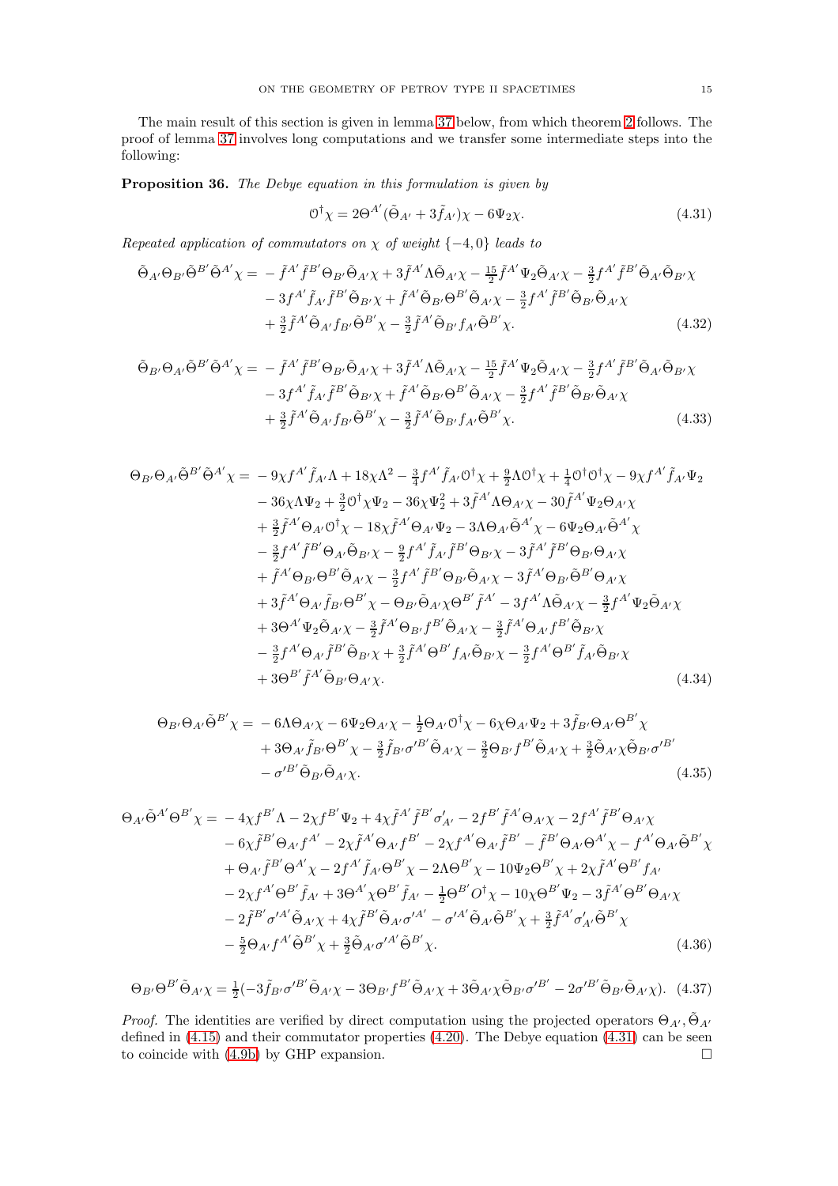The main result of this section is given in lemma 37 below, from which theorem 2 follows. The proof of lemma 37 involves long computations and we transfer some intermediate steps into the following:

**Proposition 36.** *The Debye equation in this formulation is given by*

$$\mathcal{O}^\dagger \chi = 2\Theta^{A'}(\tilde{\Theta}_{A'} + 3\tilde{f}_{A'})\chi - 6\Psi_2\chi. \tag{4.31}$$

*Repeated application of commutators on* $\chi$ *of weight* $\{-4, 0\}$ *leads to*

$$\begin{aligned}
\tilde{\Theta}_{A'}\Theta_{B'}\tilde{\Theta}^{B'}\tilde{\Theta}^{A'}\chi = & -\tilde{f}^{A'}\tilde{f}^{B'}\Theta_{B'}\tilde{\Theta}_{A'}\chi + 3\tilde{f}^{A'}\Lambda\tilde{\Theta}_{A'}\chi - \tfrac{15}{2}\tilde{f}^{A'}\Psi_2\tilde{\Theta}_{A'}\chi - \tfrac{3}{2}f^{A'}\tilde{f}^{B'}\tilde{\Theta}_{A'}\tilde{\Theta}_{B'}\chi \\
& - 3f^{A'}\tilde{f}_{A'}\tilde{f}^{B'}\tilde{\Theta}_{B'}\chi + \tilde{f}^{A'}\tilde{\Theta}_{B'}\Theta^{B'}\tilde{\Theta}_{A'}\chi - \tfrac{3}{2}f^{A'}\tilde{f}^{B'}\tilde{\Theta}_{B'}\tilde{\Theta}_{A'}\chi \\
& + \tfrac{3}{2}\tilde{f}^{A'}\tilde{\Theta}_{A'}f_{B'}\tilde{\Theta}^{B'}\chi - \tfrac{3}{2}\tilde{f}^{A'}\tilde{\Theta}_{B'}f_{A'}\tilde{\Theta}^{B'}\chi.
\end{aligned} \tag{4.32}$$

$$\begin{aligned}
\tilde{\Theta}_{B'}\Theta_{A'}\tilde{\Theta}^{B'}\tilde{\Theta}^{A'}\chi = & -\tilde{f}^{A'}\tilde{f}^{B'}\Theta_{B'}\tilde{\Theta}_{A'}\chi + 3\tilde{f}^{A'}\Lambda\tilde{\Theta}_{A'}\chi - \tfrac{15}{2}\tilde{f}^{A'}\Psi_2\tilde{\Theta}_{A'}\chi - \tfrac{3}{2}f^{A'}\tilde{f}^{B'}\tilde{\Theta}_{A'}\tilde{\Theta}_{B'}\chi \\
& - 3f^{A'}\tilde{f}_{A'}\tilde{f}^{B'}\tilde{\Theta}_{B'}\chi + \tilde{f}^{A'}\tilde{\Theta}_{B'}\Theta^{B'}\tilde{\Theta}_{A'}\chi - \tfrac{3}{2}f^{A'}\tilde{f}^{B'}\tilde{\Theta}_{B'}\tilde{\Theta}_{A'}\chi \\
& + \tfrac{3}{2}\tilde{f}^{A'}\tilde{\Theta}_{A'}f_{B'}\tilde{\Theta}^{B'}\chi - \tfrac{3}{2}\tilde{f}^{A'}\tilde{\Theta}_{B'}f_{A'}\tilde{\Theta}^{B'}\chi.
\end{aligned} \tag{4.33}$$

$$\begin{aligned}
\Theta_{B'}\Theta_{A'}\tilde{\Theta}^{B'}\tilde{\Theta}^{A'}\chi = & -9\chi f^{A'}\tilde{f}_{A'}\Lambda + 18\chi\Lambda^2 - \tfrac{3}{4}f^{A'}\tilde{f}_{A'}\mathcal{O}^\dagger\chi + \tfrac{9}{2}\Lambda\mathcal{O}^\dagger\chi + \tfrac{1}{4}\mathcal{O}^\dagger\mathcal{O}^\dagger\chi - 9\chi f^{A'}\tilde{f}_{A'}\Psi_2 \\
& - 36\chi\Lambda\Psi_2 + \tfrac{3}{2}\mathcal{O}^\dagger\chi\Psi_2 - 36\chi\Psi_2^2 + 3\tilde{f}^{A'}\Lambda\Theta_{A'}\chi - 30\tilde{f}^{A'}\Psi_2\Theta_{A'}\chi \\
& + \tfrac{3}{2}\tilde{f}^{A'}\Theta_{A'}\mathcal{O}^\dagger\chi - 18\chi\tilde{f}^{A'}\Theta_{A'}\Psi_2 - 3\Lambda\Theta_{A'}\tilde{\Theta}^{A'}\chi - 6\Psi_2\Theta_{A'}\tilde{\Theta}^{A'}\chi \\
& - \tfrac{3}{2}f^{A'}\tilde{f}^{B'}\Theta_{A'}\tilde{\Theta}_{B'}\chi - \tfrac{9}{2}f^{A'}\tilde{f}_{A'}\tilde{f}^{B'}\Theta_{B'}\chi - 3\tilde{f}^{A'}\tilde{f}^{B'}\Theta_{B'}\Theta_{A'}\chi \\
& + \tilde{f}^{A'}\Theta_{B'}\Theta^{B'}\tilde{\Theta}_{A'}\chi - \tfrac{3}{2}f^{A'}\tilde{f}^{B'}\Theta_{B'}\tilde{\Theta}_{A'}\chi - 3\tilde{f}^{A'}\Theta_{B'}\tilde{\Theta}^{B'}\Theta_{A'}\chi \\
& + 3\tilde{f}^{A'}\Theta_{A'}\tilde{f}_{B'}\Theta^{B'}\chi - \Theta_{B'}\tilde{\Theta}_{A'}\chi\Theta^{B'}\tilde{f}^{A'} - 3f^{A'}\Lambda\tilde{\Theta}_{A'}\chi - \tfrac{3}{2}f^{A'}\Psi_2\tilde{\Theta}_{A'}\chi \\
& + 3\Theta^{A'}\Psi_2\tilde{\Theta}_{A'}\chi - \tfrac{3}{2}\tilde{f}^{A'}\Theta_{B'}f^{B'}\tilde{\Theta}_{A'}\chi - \tfrac{3}{2}\tilde{f}^{A'}\Theta_{A'}f^{B'}\tilde{\Theta}_{B'}\chi \\
& - \tfrac{3}{2}f^{A'}\Theta_{A'}\tilde{f}^{B'}\tilde{\Theta}_{B'}\chi + \tfrac{3}{2}\tilde{f}^{A'}\Theta^{B'}f_{A'}\tilde{\Theta}_{B'}\chi - \tfrac{3}{2}f^{A'}\Theta^{B'}\tilde{f}_{A'}\tilde{\Theta}_{B'}\chi \\
& + 3\Theta^{B'}\tilde{f}^{A'}\tilde{\Theta}_{B'}\Theta_{A'}\chi.
\end{aligned} \tag{4.34}$$

$$\begin{aligned}
\Theta_{B'}\Theta_{A'}\tilde{\Theta}^{B'}\chi = & -6\Lambda\Theta_{A'}\chi - 6\Psi_2\Theta_{A'}\chi - \tfrac{1}{2}\Theta_{A'}\mathcal{O}^\dagger\chi - 6\chi\Theta_{A'}\Psi_2 + 3\tilde{f}_{B'}\Theta_{A'}\Theta^{B'}\chi \\
& + 3\Theta_{A'}\tilde{f}_{B'}\Theta^{B'}\chi - \tfrac{3}{2}\tilde{f}_{B'}\sigma'^{B'}\tilde{\Theta}_{A'}\chi - \tfrac{3}{2}\Theta_{B'}f^{B'}\tilde{\Theta}_{A'}\chi + \tfrac{3}{2}\tilde{\Theta}_{A'}\chi\tilde{\Theta}_{B'}\sigma'^{B'} \\
& - \sigma'^{B'}\tilde{\Theta}_{B'}\tilde{\Theta}_{A'}\chi.
\end{aligned} \tag{4.35}$$

$$\begin{aligned}
\Theta_{A'}\tilde{\Theta}^{A'}\Theta^{B'}\chi = & -4\chi f^{B'}\Lambda - 2\chi f^{B'}\Psi_2 + 4\chi\tilde{f}^{A'}\tilde{f}^{B'}\sigma'_{A'} - 2f^{B'}\tilde{f}^{A'}\Theta_{A'}\chi - 2f^{A'}\tilde{f}^{B'}\Theta_{A'}\chi \\
& - 6\chi\tilde{f}^{B'}\Theta_{A'}f^{A'} - 2\chi\tilde{f}^{A'}\Theta_{A'}f^{B'} - 2\chi f^{A'}\Theta_{A'}\tilde{f}^{B'} - \tilde{f}^{B'}\Theta_{A'}\Theta^{A'}\chi - f^{A'}\Theta_{A'}\tilde{\Theta}^{B'}\chi \\
& + \Theta_{A'}\tilde{f}^{B'}\Theta^{A'}\chi - 2f^{A'}\tilde{f}_{A'}\Theta^{B'}\chi - 2\Lambda\Theta^{B'}\chi - 10\Psi_2\Theta^{B'}\chi + 2\chi\tilde{f}^{A'}\Theta^{B'}f_{A'} \\
& - 2\chi f^{A'}\Theta^{B'}\tilde{f}_{A'} + 3\Theta^{A'}\chi\Theta^{B'}\tilde{f}_{A'} - \tfrac{1}{2}\Theta^{B'}\mathcal{O}^\dagger\chi - 10\chi\Theta^{B'}\Psi_2 - 3\tilde{f}^{A'}\Theta^{B'}\Theta_{A'}\chi \\
& - 2\tilde{f}^{B'}\sigma'^{A'}\tilde{\Theta}_{A'}\chi + 4\chi\tilde{f}^{B'}\tilde{\Theta}_{A'}\sigma'^{A'} - \sigma'^{A'}\tilde{\Theta}_{A'}\tilde{\Theta}^{B'}\chi + \tfrac{3}{2}\tilde{f}^{A'}\sigma'_{A'}\tilde{\Theta}^{B'}\chi \\
& - \tfrac{5}{2}\Theta_{A'}f^{A'}\tilde{\Theta}^{B'}\chi + \tfrac{3}{2}\tilde{\Theta}_{A'}\sigma'^{A'}\tilde{\Theta}^{B'}\chi.
\end{aligned} \tag{4.36}$$

$$\Theta_{B'}\Theta^{B'}\tilde{\Theta}_{A'}\chi = \tfrac{1}{2}(-3\tilde{f}_{B'}\sigma'^{B'}\tilde{\Theta}_{A'}\chi - 3\Theta_{B'}f^{B'}\tilde{\Theta}_{A'}\chi + 3\tilde{\Theta}_{A'}\chi\tilde{\Theta}_{B'}\sigma'^{B'} - 2\sigma'^{B'}\tilde{\Theta}_{B'}\tilde{\Theta}_{A'}\chi). \tag{4.37}$$

*Proof.* The identities are verified by direct computation using the projected operators $\Theta_{A'}, \tilde{\Theta}_{A'}$ defined in (4.15) and their commutator properties (4.20). The Debye equation (4.31) can be seen to coincide with (4.9b) by GHP expansion. $\square$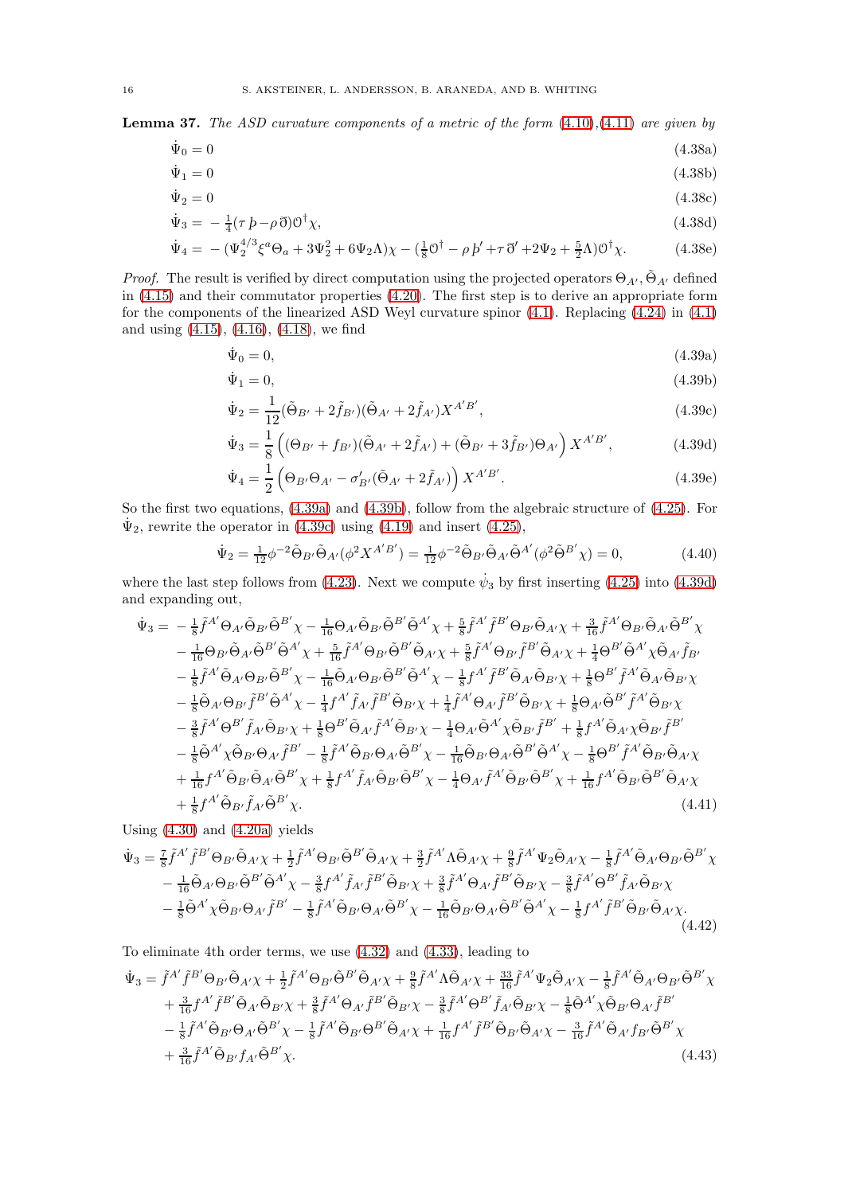**Lemma 37.** *The ASD curvature components of a metric of the form (4.10),(4.11) are given by*

$$\dot{\Psi}_0 = 0 \tag{4.38a}$$
$$\dot{\Psi}_1 = 0 \tag{4.38b}$$
$$\dot{\Psi}_2 = 0 \tag{4.38c}$$
$$\dot{\Psi}_3 = -\tfrac{1}{4}(\tau\,\text{þ} - \rho\,\eth)\mho^\dagger\chi, \tag{4.38d}$$
$$\dot{\Psi}_4 = -(\Psi_2^{4/3}\xi^a\Theta_a + 3\Psi_2^2 + 6\Psi_2\Lambda)\chi - (\tfrac{1}{8}\mho^\dagger - \rho\,\text{þ}' + \tau\,\eth' + 2\Psi_2 + \tfrac{5}{2}\Lambda)\mho^\dagger\chi. \tag{4.38e}$$

*Proof.* The result is verified by direct computation using the projected operators $\Theta_{A'}, \tilde{\Theta}_{A'}$ defined in (4.15) and their commutator properties (4.20). The first step is to derive an appropriate form for the components of the linearized ASD Weyl curvature spinor (4.1). Replacing (4.24) in (4.1) and using (4.15), (4.16), (4.18), we find

$$\dot{\Psi}_0 = 0, \tag{4.39a}$$
$$\dot{\Psi}_1 = 0, \tag{4.39b}$$
$$\dot{\Psi}_2 = \frac{1}{12}(\tilde{\Theta}_{B'} + 2\tilde{f}_{B'})(\tilde{\Theta}_{A'} + 2\tilde{f}_{A'})X^{A'B'}, \tag{4.39c}$$
$$\dot{\Psi}_3 = \frac{1}{8}\Big((\Theta_{B'} + f_{B'})(\tilde{\Theta}_{A'} + 2\tilde{f}_{A'}) + (\tilde{\Theta}_{B'} + 3\tilde{f}_{B'})\Theta_{A'}\Big)X^{A'B'}, \tag{4.39d}$$
$$\dot{\Psi}_4 = \frac{1}{2}\Big(\Theta_{B'}\Theta_{A'} - \sigma'_{B'}(\tilde{\Theta}_{A'} + 2\tilde{f}_{A'})\Big)X^{A'B'}. \tag{4.39e}$$

So the first two equations, (4.39a) and (4.39b), follow from the algebraic structure of (4.25). For $\dot{\Psi}_2$, rewrite the operator in (4.39c) using (4.19) and insert (4.25),

$$\dot{\Psi}_2 = \tfrac{1}{12}\phi^{-2}\tilde{\Theta}_{B'}\tilde{\Theta}_{A'}(\phi^2 X^{A'B'}) = \tfrac{1}{12}\phi^{-2}\tilde{\Theta}_{B'}\tilde{\Theta}_{A'}\tilde{\Theta}^{A'}(\phi^2\tilde{\Theta}^{B'}\chi) = 0, \tag{4.40}$$

where the last step follows from (4.23). Next we compute $\dot{\psi}_3$ by first inserting (4.25) into (4.39d) and expanding out,

$$\begin{aligned}
\dot{\Psi}_3 = &-\tfrac{1}{8}\tilde{f}^{A'}\Theta_{A'}\tilde{\Theta}_{B'}\tilde{\Theta}^{B'}\chi - \tfrac{1}{16}\Theta_{A'}\tilde{\Theta}_{B'}\tilde{\Theta}^{B'}\tilde{\Theta}^{A'}\chi + \tfrac{5}{8}\tilde{f}^{A'}\tilde{f}^{B'}\Theta_{B'}\tilde{\Theta}_{A'}\chi + \tfrac{3}{16}\tilde{f}^{A'}\Theta_{B'}\tilde{\Theta}_{A'}\tilde{\Theta}^{B'}\chi \\
&- \tfrac{1}{16}\Theta_{B'}\tilde{\Theta}_{A'}\tilde{\Theta}^{B'}\tilde{\Theta}^{A'}\chi + \tfrac{5}{16}\tilde{f}^{A'}\Theta_{B'}\tilde{\Theta}^{B'}\tilde{\Theta}_{A'}\chi + \tfrac{5}{8}\tilde{f}^{A'}\Theta_{B'}\tilde{f}^{B'}\tilde{\Theta}_{A'}\chi + \tfrac{1}{4}\Theta^{B'}\tilde{\Theta}^{A'}\chi\tilde{\Theta}_{A'}\tilde{f}_{B'} \\
&- \tfrac{1}{8}\tilde{f}^{A'}\tilde{\Theta}_{A'}\Theta_{B'}\tilde{\Theta}^{B'}\chi - \tfrac{1}{16}\tilde{\Theta}_{A'}\Theta_{B'}\tilde{\Theta}^{B'}\tilde{\Theta}^{A'}\chi - \tfrac{1}{8}f^{A'}\tilde{f}^{B'}\tilde{\Theta}_{A'}\tilde{\Theta}_{B'}\chi + \tfrac{1}{8}\Theta^{B'}\tilde{f}^{A'}\tilde{\Theta}_{A'}\tilde{\Theta}_{B'}\chi \\
&- \tfrac{1}{8}\tilde{\Theta}_{A'}\Theta_{B'}\tilde{f}^{B'}\tilde{\Theta}^{A'}\chi - \tfrac{1}{4}f^{A'}\tilde{f}_{A'}\tilde{f}^{B'}\tilde{\Theta}_{B'}\chi + \tfrac{1}{4}\tilde{f}^{A'}\Theta_{A'}\tilde{f}^{B'}\tilde{\Theta}_{B'}\chi + \tfrac{1}{8}\Theta_{A'}\tilde{\Theta}^{B'}\tilde{f}^{A'}\tilde{\Theta}_{B'}\chi \\
&- \tfrac{3}{8}\tilde{f}^{A'}\Theta^{B'}\tilde{f}_{A'}\tilde{\Theta}_{B'}\chi + \tfrac{1}{8}\Theta^{B'}\tilde{\Theta}_{A'}\tilde{f}^{A'}\tilde{\Theta}_{B'}\chi - \tfrac{1}{4}\Theta_{A'}\tilde{\Theta}^{A'}\chi\tilde{\Theta}_{B'}\tilde{f}^{B'} + \tfrac{1}{8}f^{A'}\tilde{\Theta}_{A'}\chi\tilde{\Theta}_{B'}\tilde{f}^{B'} \\
&- \tfrac{1}{8}\tilde{\Theta}^{A'}\chi\tilde{\Theta}_{B'}\Theta_{A'}\tilde{f}^{B'} - \tfrac{1}{8}\tilde{f}^{A'}\tilde{\Theta}_{B'}\Theta_{A'}\tilde{\Theta}^{B'}\chi - \tfrac{1}{16}\tilde{\Theta}_{B'}\Theta_{A'}\tilde{\Theta}^{B'}\tilde{\Theta}^{A'}\chi - \tfrac{1}{8}\Theta^{B'}\tilde{f}^{A'}\tilde{\Theta}_{B'}\tilde{\Theta}_{A'}\chi \\
&+ \tfrac{1}{16}f^{A'}\tilde{\Theta}_{B'}\tilde{\Theta}_{A'}\tilde{\Theta}^{B'}\chi + \tfrac{1}{8}f^{A'}\tilde{f}_{A'}\tilde{\Theta}_{B'}\tilde{\Theta}^{B'}\chi - \tfrac{1}{4}\Theta_{A'}\tilde{f}^{A'}\tilde{\Theta}_{B'}\tilde{\Theta}^{B'}\chi + \tfrac{1}{16}f^{A'}\tilde{\Theta}_{B'}\tilde{\Theta}^{B'}\tilde{\Theta}_{A'}\chi \\
&+ \tfrac{1}{8}f^{A'}\tilde{\Theta}_{B'}\tilde{f}_{A'}\tilde{\Theta}^{B'}\chi.
\end{aligned} \tag{4.41}$$

Using (4.30) and (4.20a) yields

$$\begin{aligned}
\dot{\Psi}_3 = &\tfrac{7}{8}\tilde{f}^{A'}\tilde{f}^{B'}\Theta_{B'}\tilde{\Theta}_{A'}\chi + \tfrac{1}{2}\tilde{f}^{A'}\Theta_{B'}\tilde{\Theta}^{B'}\tilde{\Theta}_{A'}\chi + \tfrac{3}{2}\tilde{f}^{A'}\Lambda\tilde{\Theta}_{A'}\chi + \tfrac{9}{8}\tilde{f}^{A'}\Psi_2\tilde{\Theta}_{A'}\chi - \tfrac{1}{8}\tilde{f}^{A'}\tilde{\Theta}_{A'}\Theta_{B'}\tilde{\Theta}^{B'}\chi \\
&- \tfrac{1}{16}\tilde{\Theta}_{A'}\Theta_{B'}\tilde{\Theta}^{B'}\tilde{\Theta}^{A'}\chi - \tfrac{3}{8}f^{A'}\tilde{f}_{A'}\tilde{f}^{B'}\tilde{\Theta}_{B'}\chi + \tfrac{3}{8}\tilde{f}^{A'}\Theta_{A'}\tilde{f}^{B'}\tilde{\Theta}_{B'}\chi - \tfrac{3}{8}\tilde{f}^{A'}\Theta^{B'}\tilde{f}_{A'}\tilde{\Theta}_{B'}\chi \\
&- \tfrac{1}{8}\tilde{\Theta}^{A'}\chi\tilde{\Theta}_{B'}\Theta_{A'}\tilde{f}^{B'} - \tfrac{1}{8}\tilde{f}^{A'}\tilde{\Theta}_{B'}\Theta_{A'}\tilde{\Theta}^{B'}\chi - \tfrac{1}{16}\tilde{\Theta}_{B'}\Theta_{A'}\tilde{\Theta}^{B'}\tilde{\Theta}^{A'}\chi - \tfrac{1}{8}f^{A'}\tilde{f}^{B'}\tilde{\Theta}_{B'}\tilde{\Theta}_{A'}\chi.
\end{aligned} \tag{4.42}$$

To eliminate 4th order terms, we use (4.32) and (4.33), leading to

$$\begin{aligned}
\dot{\Psi}_3 = &\tilde{f}^{A'}\tilde{f}^{B'}\Theta_{B'}\tilde{\Theta}_{A'}\chi + \tfrac{1}{2}\tilde{f}^{A'}\Theta_{B'}\tilde{\Theta}^{B'}\tilde{\Theta}_{A'}\chi + \tfrac{9}{8}\tilde{f}^{A'}\Lambda\tilde{\Theta}_{A'}\chi + \tfrac{33}{16}\tilde{f}^{A'}\Psi_2\tilde{\Theta}_{A'}\chi - \tfrac{1}{8}\tilde{f}^{A'}\tilde{\Theta}_{A'}\Theta_{B'}\tilde{\Theta}^{B'}\chi \\
&+ \tfrac{3}{16}f^{A'}\tilde{f}^{B'}\tilde{\Theta}_{A'}\tilde{\Theta}_{B'}\chi + \tfrac{3}{8}\tilde{f}^{A'}\Theta_{A'}\tilde{f}^{B'}\tilde{\Theta}_{B'}\chi - \tfrac{3}{8}\tilde{f}^{A'}\Theta^{B'}\tilde{f}_{A'}\tilde{\Theta}_{B'}\chi - \tfrac{1}{8}\tilde{\Theta}^{A'}\chi\tilde{\Theta}_{B'}\Theta_{A'}\tilde{f}^{B'} \\
&- \tfrac{1}{8}\tilde{f}^{A'}\tilde{\Theta}_{B'}\Theta_{A'}\tilde{\Theta}^{B'}\chi - \tfrac{1}{8}\tilde{f}^{A'}\tilde{\Theta}_{B'}\Theta^{B'}\tilde{\Theta}_{A'}\chi + \tfrac{1}{16}f^{A'}\tilde{f}^{B'}\tilde{\Theta}_{B'}\tilde{\Theta}_{A'}\chi - \tfrac{3}{16}\tilde{f}^{A'}\tilde{\Theta}_{A'}f_{B'}\tilde{\Theta}^{B'}\chi \\
&+ \tfrac{3}{16}\tilde{f}^{A'}\tilde{\Theta}_{B'}f_{A'}\tilde{\Theta}^{B'}\chi.
\end{aligned} \tag{4.43}$$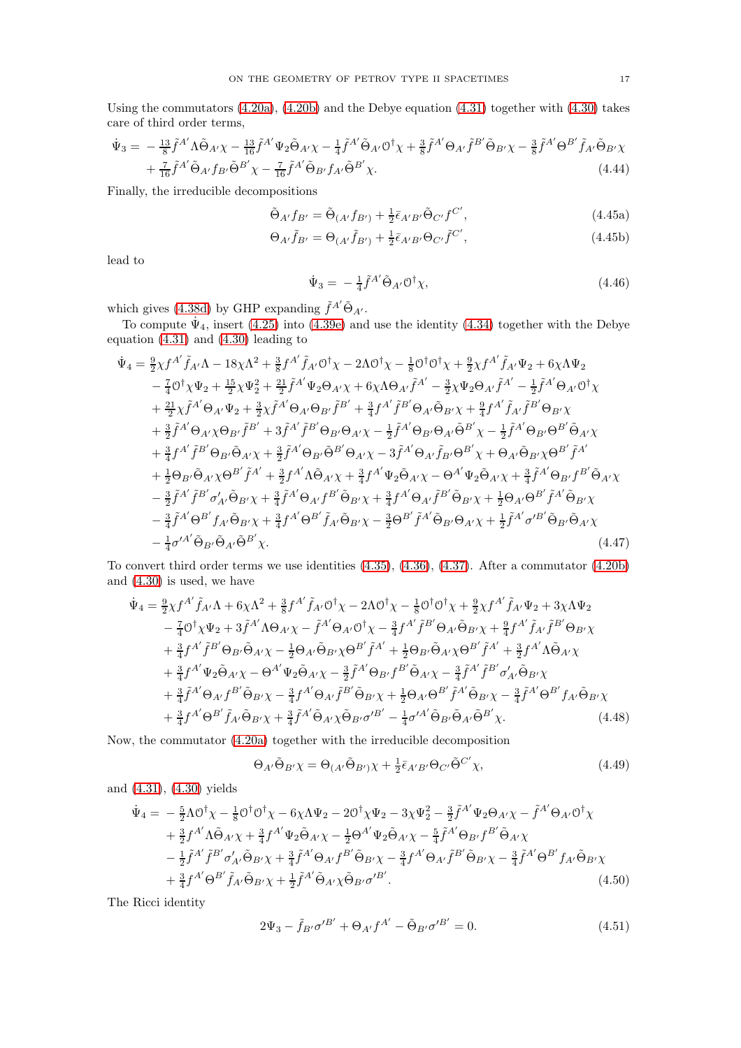Using the commutators (4.20a), (4.20b) and the Debye equation (4.31) together with (4.30) takes care of third order terms,

$$\begin{aligned}\dot{\Psi}_3 = &-\tfrac{13}{8}\tilde{f}^{A'}\Lambda\tilde{\Theta}_{A'}\chi - \tfrac{13}{16}\tilde{f}^{A'}\Psi_2\tilde{\Theta}_{A'}\chi - \tfrac{1}{4}\tilde{f}^{A'}\tilde{\Theta}_{A'}\mho^\dagger\chi + \tfrac{3}{8}\tilde{f}^{A'}\Theta_{A'}\tilde{f}^{B'}\tilde{\Theta}_{B'}\chi - \tfrac{3}{8}\tilde{f}^{A'}\Theta^{B'}\tilde{f}_{A'}\tilde{\Theta}_{B'}\chi\\ &+ \tfrac{7}{16}\tilde{f}^{A'}\tilde{\Theta}_{A'}f_{B'}\tilde{\Theta}^{B'}\chi - \tfrac{7}{16}\tilde{f}^{A'}\tilde{\Theta}_{B'}f_{A'}\tilde{\Theta}^{B'}\chi.\end{aligned} \tag{4.44}$$

Finally, the irreducible decompositions

$$\tilde{\Theta}_{A'}f_{B'} = \tilde{\Theta}_{(A'}f_{B')} + \tfrac{1}{2}\bar{\epsilon}_{A'B'}\tilde{\Theta}_{C'}f^{C'}, \tag{4.45a}$$

$$\Theta_{A'}\tilde{f}_{B'} = \Theta_{(A'}\tilde{f}_{B')} + \tfrac{1}{2}\bar{\epsilon}_{A'B'}\Theta_{C'}\tilde{f}^{C'}, \tag{4.45b}$$

lead to

$$\dot{\Psi}_3 = -\tfrac{1}{4}\tilde{f}^{A'}\tilde{\Theta}_{A'}\mho^\dagger\chi, \tag{4.46}$$

which gives (4.38d) by GHP expanding $\tilde{f}^{A'}\tilde{\Theta}_{A'}$.

To compute $\dot{\Psi}_4$, insert (4.25) into (4.39e) and use the identity (4.34) together with the Debye equation (4.31) and (4.30) leading to

$$\begin{aligned}\dot{\Psi}_4 = &\tfrac{9}{2}\chi f^{A'}\tilde{f}_{A'}\Lambda - 18\chi\Lambda^2 + \tfrac{3}{8}f^{A'}\tilde{f}_{A'}\mho^\dagger\chi - 2\Lambda\mho^\dagger\chi - \tfrac{1}{8}\mho^\dagger\mho^\dagger\chi + \tfrac{9}{2}\chi f^{A'}\tilde{f}_{A'}\Psi_2 + 6\chi\Lambda\Psi_2\\ &- \tfrac{7}{4}\mho^\dagger\chi\Psi_2 + \tfrac{15}{2}\chi\Psi_2^2 + \tfrac{21}{2}\tilde{f}^{A'}\Psi_2\Theta_{A'}\chi + 6\chi\Lambda\Theta_{A'}\tilde{f}^{A'} - \tfrac{3}{2}\chi\Psi_2\Theta_{A'}\tilde{f}^{A'} - \tfrac{1}{2}\tilde{f}^{A'}\Theta_{A'}\mho^\dagger\chi\\ &+ \tfrac{21}{2}\chi\tilde{f}^{A'}\Theta_{A'}\Psi_2 + \tfrac{3}{2}\chi\tilde{f}^{A'}\Theta_{A'}\Theta_{B'}\tilde{f}^{B'} + \tfrac{3}{4}f^{A'}\tilde{f}^{B'}\Theta_{A'}\tilde{\Theta}_{B'}\chi + \tfrac{9}{4}f^{A'}\tilde{f}_{A'}\tilde{f}^{B'}\Theta_{B'}\chi\\ &+ \tfrac{3}{2}\tilde{f}^{A'}\Theta_{A'}\chi\Theta_{B'}\tilde{f}^{B'} + 3\tilde{f}^{A'}\tilde{f}^{B'}\Theta_{B'}\Theta_{A'}\chi - \tfrac{1}{2}\tilde{f}^{A'}\Theta_{B'}\Theta_{A'}\tilde{\Theta}^{B'}\chi - \tfrac{1}{2}\tilde{f}^{A'}\Theta_{B'}\Theta^{B'}\tilde{\Theta}_{A'}\chi\\ &+ \tfrac{3}{4}f^{A'}\tilde{f}^{B'}\Theta_{B'}\tilde{\Theta}_{A'}\chi + \tfrac{3}{2}\tilde{f}^{A'}\Theta_{B'}\tilde{\Theta}^{B'}\Theta_{A'}\chi - 3\tilde{f}^{A'}\Theta_{A'}\tilde{f}_{B'}\Theta^{B'}\chi + \Theta_{A'}\tilde{\Theta}_{B'}\chi\Theta^{B'}\tilde{f}^{A'}\\ &+ \tfrac{1}{2}\Theta_{B'}\tilde{\Theta}_{A'}\chi\Theta^{B'}\tilde{f}^{A'} + \tfrac{3}{2}f^{A'}\Lambda\tilde{\Theta}_{A'}\chi + \tfrac{3}{4}f^{A'}\Psi_2\tilde{\Theta}_{A'}\chi - \Theta^{A'}\Psi_2\tilde{\Theta}_{A'}\chi + \tfrac{3}{4}\tilde{f}^{A'}\Theta_{B'}f^{B'}\tilde{\Theta}_{A'}\chi\\ &- \tfrac{3}{2}\tilde{f}^{A'}\tilde{f}^{B'}\sigma'_{A'}\tilde{\Theta}_{B'}\chi + \tfrac{3}{4}\tilde{f}^{A'}\Theta_{A'}f^{B'}\tilde{\Theta}_{B'}\chi + \tfrac{3}{4}f^{A'}\Theta_{A'}\tilde{f}^{B'}\tilde{\Theta}_{B'}\chi + \tfrac{1}{2}\Theta_{A'}\Theta^{B'}\tilde{f}^{A'}\tilde{\Theta}_{B'}\chi\\ &- \tfrac{3}{4}\tilde{f}^{A'}\Theta^{B'}f_{A'}\tilde{\Theta}_{B'}\chi + \tfrac{3}{4}f^{A'}\Theta^{B'}\tilde{f}_{A'}\tilde{\Theta}_{B'}\chi - \tfrac{3}{2}\Theta^{B'}\tilde{f}^{A'}\tilde{\Theta}_{B'}\Theta_{A'}\chi + \tfrac{1}{2}\tilde{f}^{A'}\sigma'^{B'}\tilde{\Theta}_{B'}\tilde{\Theta}_{A'}\chi\\ &- \tfrac{1}{4}\sigma'^{A'}\tilde{\Theta}_{B'}\tilde{\Theta}_{A'}\tilde{\Theta}^{B'}\chi.\end{aligned} \tag{4.47}$$

To convert third order terms we use identities (4.35), (4.36), (4.37). After a commutator (4.20b) and (4.30) is used, we have

$$\begin{aligned}\dot{\Psi}_4 = &\tfrac{9}{2}\chi f^{A'}\tilde{f}_{A'}\Lambda + 6\chi\Lambda^2 + \tfrac{3}{8}f^{A'}\tilde{f}_{A'}\mho^\dagger\chi - 2\Lambda\mho^\dagger\chi - \tfrac{1}{8}\mho^\dagger\mho^\dagger\chi + \tfrac{9}{2}\chi f^{A'}\tilde{f}_{A'}\Psi_2 + 3\chi\Lambda\Psi_2\\ &- \tfrac{7}{4}\mho^\dagger\chi\Psi_2 + 3\tilde{f}^{A'}\Lambda\Theta_{A'}\chi - \tilde{f}^{A'}\Theta_{A'}\mho^\dagger\chi - \tfrac{3}{4}f^{A'}\tilde{f}^{B'}\Theta_{A'}\tilde{\Theta}_{B'}\chi + \tfrac{9}{4}f^{A'}\tilde{f}_{A'}\tilde{f}^{B'}\Theta_{B'}\chi\\ &+ \tfrac{3}{4}f^{A'}\tilde{f}^{B'}\Theta_{B'}\tilde{\Theta}_{A'}\chi - \tfrac{1}{2}\Theta_{A'}\tilde{\Theta}_{B'}\chi\Theta^{B'}\tilde{f}^{A'} + \tfrac{1}{2}\Theta_{B'}\tilde{\Theta}_{A'}\chi\Theta^{B'}\tilde{f}^{A'} + \tfrac{3}{2}f^{A'}\Lambda\tilde{\Theta}_{A'}\chi\\ &+ \tfrac{3}{4}f^{A'}\Psi_2\tilde{\Theta}_{A'}\chi - \Theta^{A'}\Psi_2\tilde{\Theta}_{A'}\chi - \tfrac{3}{2}\tilde{f}^{A'}\Theta_{B'}f^{B'}\tilde{\Theta}_{A'}\chi - \tfrac{3}{4}\tilde{f}^{A'}\tilde{f}^{B'}\sigma'_{A'}\tilde{\Theta}_{B'}\chi\\ &+ \tfrac{3}{4}\tilde{f}^{A'}\Theta_{A'}f^{B'}\tilde{\Theta}_{B'}\chi - \tfrac{3}{4}f^{A'}\Theta_{A'}\tilde{f}^{B'}\tilde{\Theta}_{B'}\chi + \tfrac{1}{2}\Theta_{A'}\Theta^{B'}\tilde{f}^{A'}\tilde{\Theta}_{B'}\chi - \tfrac{3}{4}\tilde{f}^{A'}\Theta^{B'}f_{A'}\tilde{\Theta}_{B'}\chi\\ &+ \tfrac{3}{4}f^{A'}\Theta^{B'}\tilde{f}_{A'}\tilde{\Theta}_{B'}\chi + \tfrac{3}{4}\tilde{f}^{A'}\tilde{\Theta}_{A'}\chi\tilde{\Theta}_{B'}\sigma'^{B'} - \tfrac{1}{4}\sigma'^{A'}\tilde{\Theta}_{B'}\tilde{\Theta}_{A'}\tilde{\Theta}^{B'}\chi.\end{aligned} \tag{4.48}$$

Now, the commutator (4.20a) together with the irreducible decomposition

$$\Theta_{A'}\tilde{\Theta}_{B'}\chi = \Theta_{(A'}\tilde{\Theta}_{B')}\chi + \tfrac{1}{2}\bar{\epsilon}_{A'B'}\Theta_{C'}\tilde{\Theta}^{C'}\chi, \tag{4.49}$$

and (4.31), (4.30) yields

$$\begin{aligned}\dot{\Psi}_4 = &-\tfrac{5}{2}\Lambda\mho^\dagger\chi - \tfrac{1}{8}\mho^\dagger\mho^\dagger\chi - 6\chi\Lambda\Psi_2 - 2\mho^\dagger\chi\Psi_2 - 3\chi\Psi_2^2 - \tfrac{3}{2}\tilde{f}^{A'}\Psi_2\Theta_{A'}\chi - \tilde{f}^{A'}\Theta_{A'}\mho^\dagger\chi\\ &+ \tfrac{3}{2}f^{A'}\Lambda\tilde{\Theta}_{A'}\chi + \tfrac{3}{4}f^{A'}\Psi_2\tilde{\Theta}_{A'}\chi - \tfrac{1}{2}\Theta^{A'}\Psi_2\tilde{\Theta}_{A'}\chi - \tfrac{5}{4}\tilde{f}^{A'}\Theta_{B'}f^{B'}\tilde{\Theta}_{A'}\chi\\ &- \tfrac{1}{2}\tilde{f}^{A'}\tilde{f}^{B'}\sigma'_{A'}\tilde{\Theta}_{B'}\chi + \tfrac{3}{4}\tilde{f}^{A'}\Theta_{A'}f^{B'}\tilde{\Theta}_{B'}\chi - \tfrac{3}{4}f^{A'}\Theta_{A'}\tilde{f}^{B'}\tilde{\Theta}_{B'}\chi - \tfrac{3}{4}\tilde{f}^{A'}\Theta^{B'}f_{A'}\tilde{\Theta}_{B'}\chi\\ &+ \tfrac{3}{4}f^{A'}\Theta^{B'}\tilde{f}_{A'}\tilde{\Theta}_{B'}\chi + \tfrac{1}{2}\tilde{f}^{A'}\tilde{\Theta}_{A'}\chi\tilde{\Theta}_{B'}\sigma'^{B'}.\end{aligned} \tag{4.50}$$

The Ricci identity

$$2\Psi_3 - \tilde{f}_{B'}\sigma'^{B'} + \Theta_{A'}f^{A'} - \tilde{\Theta}_{B'}\sigma'^{B'} = 0. \tag{4.51}$$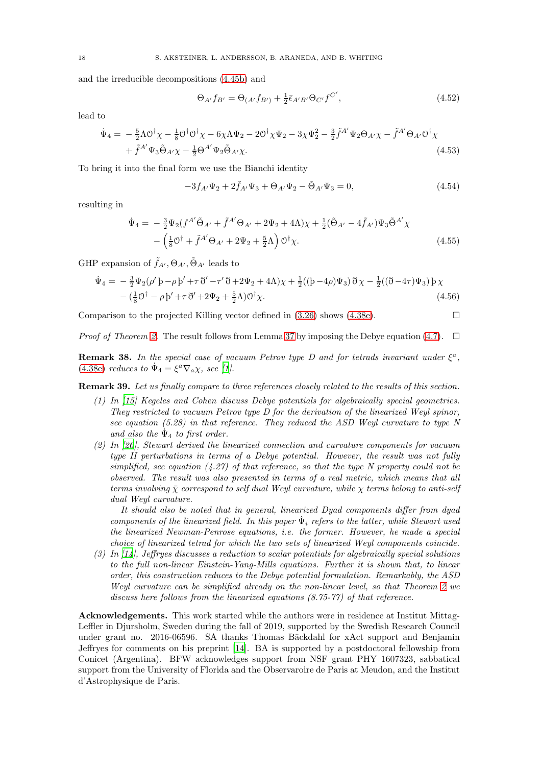and the irreducible decompositions (4.45b) and

$$\Theta_{A'} f_{B'} = \Theta_{(A'} f_{B')} + \tfrac{1}{2}\bar{\epsilon}_{A'B'}\Theta_{C'} f^{C'}, \tag{4.52}$$

lead to

$$\begin{aligned}\dot{\Psi}_4 = &-\tfrac{5}{2}\Lambda \mathcal{O}^\dagger\chi - \tfrac{1}{8}\mathcal{O}^\dagger\mathcal{O}^\dagger\chi - 6\chi\Lambda\Psi_2 - 2\mathcal{O}^\dagger\chi\Psi_2 - 3\chi\Psi_2^2 - \tfrac{3}{2}\tilde{f}^{A'}\Psi_2\Theta_{A'}\chi - \tilde{f}^{A'}\Theta_{A'}\mathcal{O}^\dagger\chi \\ &+ \tilde{f}^{A'}\Psi_3\tilde{\Theta}_{A'}\chi - \tfrac{1}{2}\Theta^{A'}\Psi_2\tilde{\Theta}_{A'}\chi.\end{aligned} \tag{4.53}$$

To bring it into the final form we use the Bianchi identity

$$-3f_{A'}\Psi_2 + 2\tilde{f}_{A'}\Psi_3 + \Theta_{A'}\Psi_2 - \tilde{\Theta}_{A'}\Psi_3 = 0, \tag{4.54}$$

resulting in

$$\begin{aligned}\dot{\Psi}_4 = &-\tfrac{3}{2}\Psi_2(f^{A'}\tilde{\Theta}_{A'} + \tilde{f}^{A'}\Theta_{A'} + 2\Psi_2 + 4\Lambda)\chi + \tfrac{1}{2}(\tilde{\Theta}_{A'} - 4\tilde{f}_{A'})\Psi_3\tilde{\Theta}^{A'}\chi \\ &- \left(\tfrac{1}{8}\mathcal{O}^\dagger + \tilde{f}^{A'}\Theta_{A'} + 2\Psi_2 + \tfrac{5}{2}\Lambda\right)\mathcal{O}^\dagger\chi.\end{aligned} \tag{4.55}$$

GHP expansion of $\tilde{f}_{A'}, \Theta_{A'}, \tilde{\Theta}_{A'}$ leads to

$$\begin{aligned}\dot{\Psi}_4 = &-\tfrac{3}{2}\Psi_2(\rho'\,\text{þ} - \rho\,\text{þ}' + \tau\,\eth' - \tau'\,\eth + 2\Psi_2 + 4\Lambda)\chi + \tfrac{1}{2}((\text{þ} - 4\rho)\Psi_3)\,\eth\,\chi - \tfrac{1}{2}((\eth - 4\tau)\Psi_3)\,\text{þ}\,\chi \\ &- (\tfrac{1}{8}\mathcal{O}^\dagger - \rho\,\text{þ}' + \tau\,\eth' + 2\Psi_2 + \tfrac{5}{2}\Lambda)\mathcal{O}^\dagger\chi.\end{aligned} \tag{4.56}$$

Comparison to the projected Killing vector defined in (3.26) shows (4.38e). □

*Proof of Theorem 2.* The result follows from Lemma 37 by imposing the Debye equation (4.7). □

**Remark 38.** *In the special case of vacuum Petrov type D and for tetrads invariant under $\xi^a$, (4.38e) reduces to $\dot{\Psi}_4 = \xi^a\nabla_a\chi$, see [1].*

**Remark 39.** *Let us finally compare to three references closely related to the results of this section.*

*(1) In [15] Kegeles and Cohen discuss Debye potentials for algebraically special geometries. They restricted to vacuum Petrov type D for the derivation of the linearized Weyl spinor, see equation (5.28) in that reference. They reduced the ASD Weyl curvature to type N and also the $\dot{\Psi}_4$ to first order.*

*(2) In [26], Stewart derived the linearized connection and curvature components for vacuum type II perturbations in terms of a Debye potential. However, the result was not fully simplified, see equation (4.27) of that reference, so that the type N property could not be observed. The result was also presented in terms of a real metric, which means that all terms involving $\bar{\chi}$ correspond to self dual Weyl curvature, while $\chi$ terms belong to anti-self dual Weyl curvature.*

*It should also be noted that in general, linearized Dyad components differ from dyad components of the linearized field. In this paper $\dot{\Psi}_i$ refers to the latter, while Stewart used the linearized Newman-Penrose equations, i.e. the former. However, he made a special choice of linearized tetrad for which the two sets of linearized Weyl components coincide.*

*(3) In [14], Jeffryes discusses a reduction to scalar potentials for algebraically special solutions to the full non-linear Einstein-Yang-Mills equations. Further it is shown that, to linear order, this construction reduces to the Debye potential formulation. Remarkably, the ASD Weyl curvature can be simplified already on the non-linear level, so that Theorem 2 we discuss here follows from the linearized equations (8.75-77) of that reference.*

**Acknowledgements.** This work started while the authors were in residence at Institut Mittag-Leffler in Djursholm, Sweden during the fall of 2019, supported by the Swedish Research Council under grant no. 2016-06596. SA thanks Thomas Bäckdahl for xAct support and Benjamin Jeffryes for comments on his preprint [14]. BA is supported by a postdoctoral fellowship from Conicet (Argentina). BFW acknowledges support from NSF grant PHY 1607323, sabbatical support from the University of Florida and the Observaroire de Paris at Meudon, and the Institut d'Astrophysique de Paris.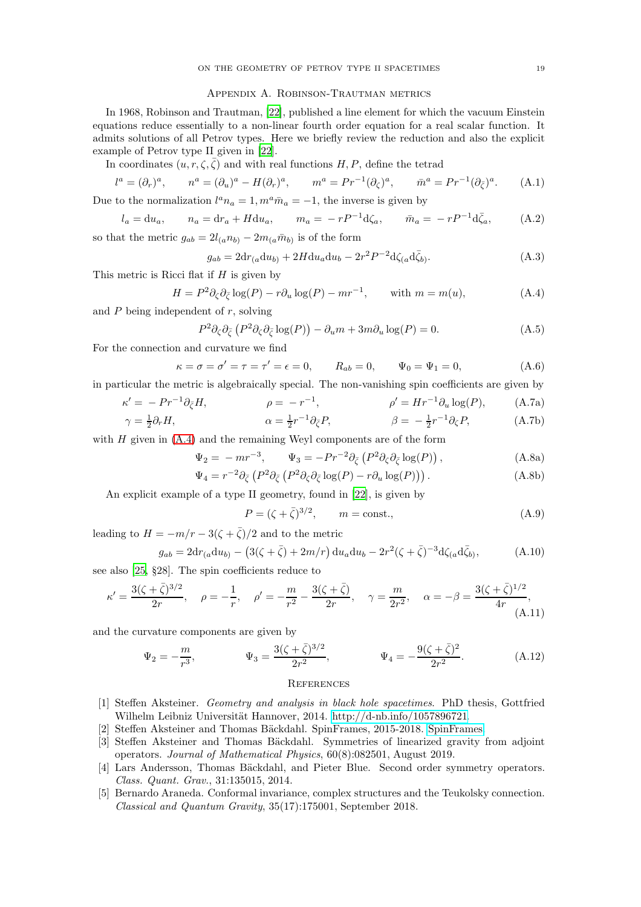## Appendix A. Robinson-Trautman metrics

In 1968, Robinson and Trautman, [22], published a line element for which the vacuum Einstein equations reduce essentially to a non-linear fourth order equation for a real scalar function. It admits solutions of all Petrov types. Here we briefly review the reduction and also the explicit example of Petrov type II given in [22].

In coordinates $(u, r, \zeta, \bar{\zeta})$ and with real functions $H, P$, define the tetrad

$$l^a = (\partial_r)^a, \qquad n^a = (\partial_u)^a - H(\partial_r)^a, \qquad m^a = Pr^{-1}(\partial_\zeta)^a, \qquad \bar{m}^a = Pr^{-1}(\partial_{\bar{\zeta}})^a. \tag{A.1}$$

Due to the normalization $l^a n_a = 1, m^a \bar{m}_a = -1$, the inverse is given by

$$l_a = \mathrm{d}u_a, \qquad n_a = \mathrm{d}r_a + H\mathrm{d}u_a, \qquad m_a = -rP^{-1}\mathrm{d}\zeta_a, \qquad \bar{m}_a = -rP^{-1}\mathrm{d}\bar{\zeta}_a, \tag{A.2}$$

so that the metric $g_{ab} = 2l_{(a}n_{b)} - 2m_{(a}\bar{m}_{b)}$ is of the form

$$g_{ab} = 2\mathrm{d}r_{(a}\mathrm{d}u_{b)} + 2H\mathrm{d}u_a\mathrm{d}u_b - 2r^2P^{-2}\mathrm{d}\zeta_{(a}\mathrm{d}\bar{\zeta}_{b)}. \tag{A.3}$$

This metric is Ricci flat if $H$ is given by

$$H = P^2\partial_\zeta\partial_{\bar{\zeta}}\log(P) - r\partial_u\log(P) - mr^{-1}, \qquad \text{with } m = m(u), \tag{A.4}$$

and $P$ being independent of $r$, solving

$$P^2\partial_\zeta\partial_{\bar{\zeta}}\left(P^2\partial_\zeta\partial_{\bar{\zeta}}\log(P)\right) - \partial_u m + 3m\partial_u\log(P) = 0. \tag{A.5}$$

For the connection and curvature we find

$$\kappa = \sigma = \sigma' = \tau = \tau' = \epsilon = 0, \qquad R_{ab} = 0, \qquad \Psi_0 = \Psi_1 = 0, \tag{A.6}$$

in particular the metric is algebraically special. The non-vanishing spin coefficients are given by

$$\kappa' = -Pr^{-1}\partial_{\bar{\zeta}}H, \qquad \rho = -r^{-1}, \qquad \rho' = Hr^{-1}\partial_u\log(P), \tag{A.7a}$$

$$\gamma = \tfrac{1}{2}\partial_r H, \qquad \alpha = \tfrac{1}{2}r^{-1}\partial_{\bar{\zeta}}P, \qquad \beta = -\tfrac{1}{2}r^{-1}\partial_\zeta P, \tag{A.7b}$$

with $H$ given in (A.4) and the remaining Weyl components are of the form

$$\Psi_2 = -mr^{-3}, \qquad \Psi_3 = -Pr^{-2}\partial_{\bar{\zeta}}\left(P^2\partial_\zeta\partial_{\bar{\zeta}}\log(P)\right), \tag{A.8a}$$

$$\Psi_4 = r^{-2}\partial_{\bar{\zeta}}\left(P^2\partial_{\bar{\zeta}}\left(P^2\partial_\zeta\partial_{\bar{\zeta}}\log(P) - r\partial_u\log(P)\right)\right). \tag{A.8b}$$

An explicit example of a type II geometry, found in [22], is given by

$$P = (\zeta + \bar{\zeta})^{3/2}, \qquad m = \text{const.}, \tag{A.9}$$

leading to $H = -m/r - 3(\zeta + \bar{\zeta})/2$ and to the metric

$$g_{ab} = 2\mathrm{d}r_{(a}\mathrm{d}u_{b)} - \left(3(\zeta + \bar{\zeta}) + 2m/r\right)\mathrm{d}u_a\mathrm{d}u_b - 2r^2(\zeta + \bar{\zeta})^{-3}\mathrm{d}\zeta_{(a}\mathrm{d}\bar{\zeta}_{b)}, \tag{A.10}$$

see also [25, §28]. The spin coefficients reduce to

$$\kappa' = \frac{3(\zeta + \bar{\zeta})^{3/2}}{2r}, \quad \rho = -\frac{1}{r}, \quad \rho' = -\frac{m}{r^2} - \frac{3(\zeta + \bar{\zeta})}{2r}, \quad \gamma = \frac{m}{2r^2}, \quad \alpha = -\beta = \frac{3(\zeta + \bar{\zeta})^{1/2}}{4r}, \tag{A.11}$$

and the curvature components are given by

$$\Psi_2 = -\frac{m}{r^3}, \qquad \Psi_3 = \frac{3(\zeta + \bar{\zeta})^{3/2}}{2r^2}, \qquad \Psi_4 = -\frac{9(\zeta + \bar{\zeta})^2}{2r^2}. \tag{A.12}$$

## References

[1] Steffen Aksteiner. *Geometry and analysis in black hole spacetimes.* PhD thesis, Gottfried Wilhelm Leibniz Universität Hannover, 2014. http://d-nb.info/1057896721.

[2] Steffen Aksteiner and Thomas Bäckdahl. SpinFrames, 2015-2018. SpinFrames.

[3] Steffen Aksteiner and Thomas Bäckdahl. Symmetries of linearized gravity from adjoint operators. *Journal of Mathematical Physics*, 60(8):082501, August 2019.

[4] Lars Andersson, Thomas Bäckdahl, and Pieter Blue. Second order symmetry operators. *Class. Quant. Grav.*, 31:135015, 2014.

[5] Bernardo Araneda. Conformal invariance, complex structures and the Teukolsky connection. *Classical and Quantum Gravity*, 35(17):175001, September 2018.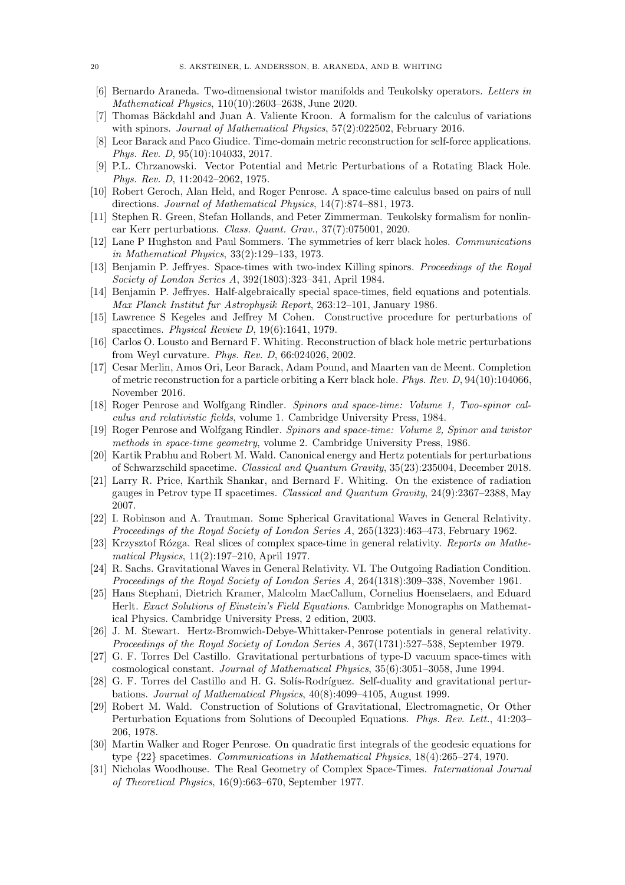[6] Bernardo Araneda. Two-dimensional twistor manifolds and Teukolsky operators. *Letters in Mathematical Physics*, 110(10):2603–2638, June 2020.

[7] Thomas Bäckdahl and Juan A. Valiente Kroon. A formalism for the calculus of variations with spinors. *Journal of Mathematical Physics*, 57(2):022502, February 2016.

[8] Leor Barack and Paco Giudice. Time-domain metric reconstruction for self-force applications. *Phys. Rev. D*, 95(10):104033, 2017.

[9] P.L. Chrzanowski. Vector Potential and Metric Perturbations of a Rotating Black Hole. *Phys. Rev. D*, 11:2042–2062, 1975.

[10] Robert Geroch, Alan Held, and Roger Penrose. A space-time calculus based on pairs of null directions. *Journal of Mathematical Physics*, 14(7):874–881, 1973.

[11] Stephen R. Green, Stefan Hollands, and Peter Zimmerman. Teukolsky formalism for nonlinear Kerr perturbations. *Class. Quant. Grav.*, 37(7):075001, 2020.

[12] Lane P Hughston and Paul Sommers. The symmetries of kerr black holes. *Communications in Mathematical Physics*, 33(2):129–133, 1973.

[13] Benjamin P. Jeffryes. Space-times with two-index Killing spinors. *Proceedings of the Royal Society of London Series A*, 392(1803):323–341, April 1984.

[14] Benjamin P. Jeffryes. Half-algebraically special space-times, field equations and potentials. *Max Planck Institut fur Astrophysik Report*, 263:12–101, January 1986.

[15] Lawrence S Kegeles and Jeffrey M Cohen. Constructive procedure for perturbations of spacetimes. *Physical Review D*, 19(6):1641, 1979.

[16] Carlos O. Lousto and Bernard F. Whiting. Reconstruction of black hole metric perturbations from Weyl curvature. *Phys. Rev. D*, 66:024026, 2002.

[17] Cesar Merlin, Amos Ori, Leor Barack, Adam Pound, and Maarten van de Meent. Completion of metric reconstruction for a particle orbiting a Kerr black hole. *Phys. Rev. D*, 94(10):104066, November 2016.

[18] Roger Penrose and Wolfgang Rindler. *Spinors and space-time: Volume 1, Two-spinor calculus and relativistic fields*, volume 1. Cambridge University Press, 1984.

[19] Roger Penrose and Wolfgang Rindler. *Spinors and space-time: Volume 2, Spinor and twistor methods in space-time geometry*, volume 2. Cambridge University Press, 1986.

[20] Kartik Prabhu and Robert M. Wald. Canonical energy and Hertz potentials for perturbations of Schwarzschild spacetime. *Classical and Quantum Gravity*, 35(23):235004, December 2018.

[21] Larry R. Price, Karthik Shankar, and Bernard F. Whiting. On the existence of radiation gauges in Petrov type II spacetimes. *Classical and Quantum Gravity*, 24(9):2367–2388, May 2007.

[22] I. Robinson and A. Trautman. Some Spherical Gravitational Waves in General Relativity. *Proceedings of the Royal Society of London Series A*, 265(1323):463–473, February 1962.

[23] Krzysztof Rózga. Real slices of complex space-time in general relativity. *Reports on Mathematical Physics*, 11(2):197–210, April 1977.

[24] R. Sachs. Gravitational Waves in General Relativity. VI. The Outgoing Radiation Condition. *Proceedings of the Royal Society of London Series A*, 264(1318):309–338, November 1961.

[25] Hans Stephani, Dietrich Kramer, Malcolm MacCallum, Cornelius Hoenselaers, and Eduard Herlt. *Exact Solutions of Einstein's Field Equations*. Cambridge Monographs on Mathematical Physics. Cambridge University Press, 2 edition, 2003.

[26] J. M. Stewart. Hertz-Bromwich-Debye-Whittaker-Penrose potentials in general relativity. *Proceedings of the Royal Society of London Series A*, 367(1731):527–538, September 1979.

[27] G. F. Torres Del Castillo. Gravitational perturbations of type-D vacuum space-times with cosmological constant. *Journal of Mathematical Physics*, 35(6):3051–3058, June 1994.

[28] G. F. Torres del Castillo and H. G. Solís-Rodríguez. Self-duality and gravitational perturbations. *Journal of Mathematical Physics*, 40(8):4099–4105, August 1999.

[29] Robert M. Wald. Construction of Solutions of Gravitational, Electromagnetic, Or Other Perturbation Equations from Solutions of Decoupled Equations. *Phys. Rev. Lett.*, 41:203–206, 1978.

[30] Martin Walker and Roger Penrose. On quadratic first integrals of the geodesic equations for type {22} spacetimes. *Communications in Mathematical Physics*, 18(4):265–274, 1970.

[31] Nicholas Woodhouse. The Real Geometry of Complex Space-Times. *International Journal of Theoretical Physics*, 16(9):663–670, September 1977.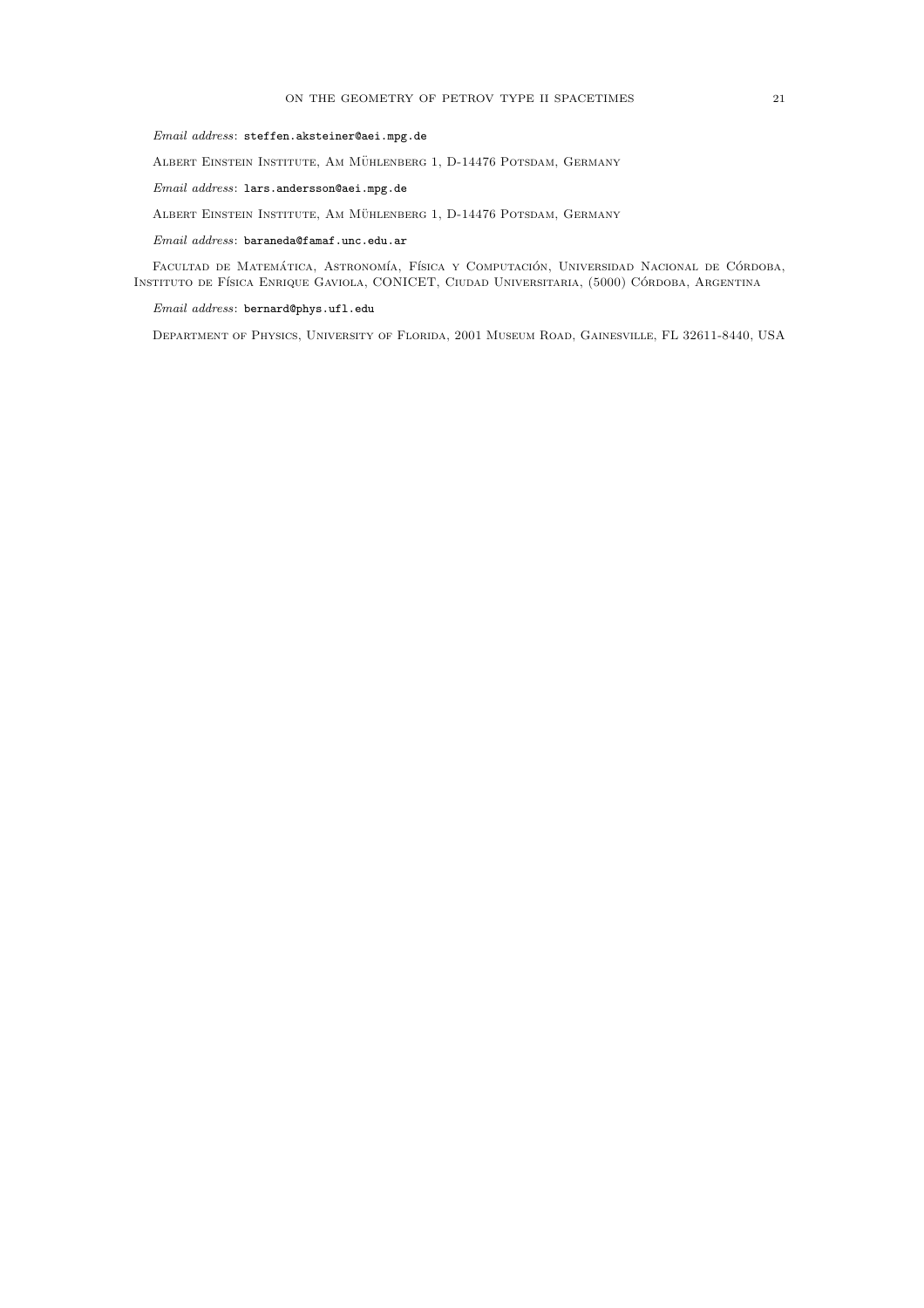*Email address*: steffen.aksteiner@aei.mpg.de

Albert Einstein Institute, Am Mühlenberg 1, D-14476 Potsdam, Germany

*Email address*: lars.andersson@aei.mpg.de

Albert Einstein Institute, Am Mühlenberg 1, D-14476 Potsdam, Germany

*Email address*: baraneda@famaf.unc.edu.ar

Facultad de Matemática, Astronomía, Física y Computación, Universidad Nacional de Córdoba, Instituto de Física Enrique Gaviola, CONICET, Ciudad Universitaria, (5000) Córdoba, Argentina

*Email address*: bernard@phys.ufl.edu

Department of Physics, University of Florida, 2001 Museum Road, Gainesville, FL 32611-8440, USA